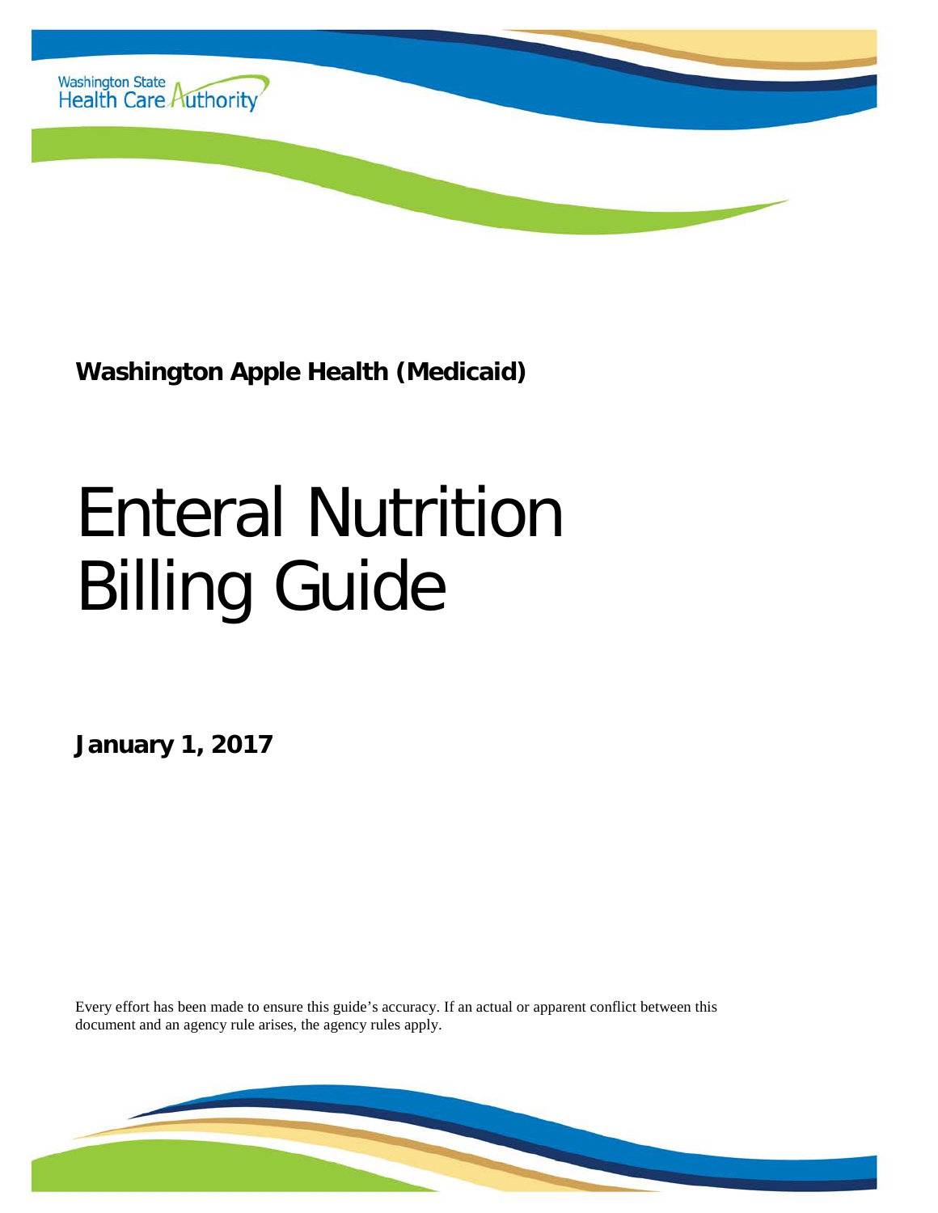Washington State Health Care Authority

**Washington Apple Health (Medicaid)**

# Enteral Nutrition Billing Guide

**January 1, 2017**

Every effort has been made to ensure this guide's accuracy. If an actual or apparent conflict between this document and an agency rule arises, the agency rules apply.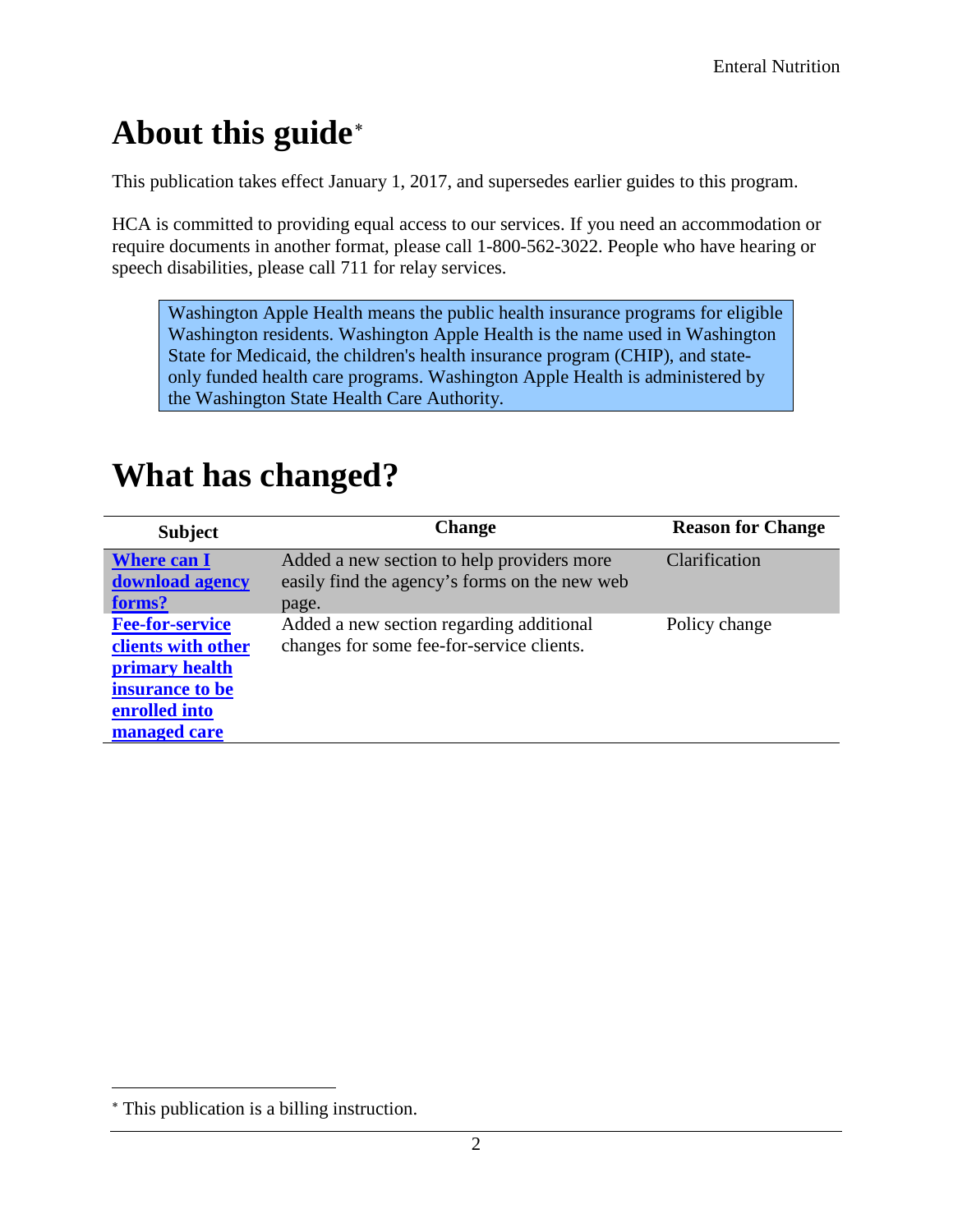# About this guide[*]

This publication takes effect January 1, 2017, and supersedes earlier guides to this program.

HCA is committed to providing equal access to our services. If you need an accommodation or require documents in another format, please call 1-800-562-3022. People who have hearing or speech disabilities, please call 711 for relay services.

> Washington Apple Health means the public health insurance programs for eligible Washington residents. Washington Apple Health is the name used in Washington State for Medicaid, the children's health insurance program (CHIP), and state-only funded health care programs. Washington Apple Health is administered by the Washington State Health Care Authority.

# What has changed?

| Subject | Change | Reason for Change |
|---|---|---|
| **Where can I download agency forms?** | Added a new section to help providers more easily find the agency's forms on the new web page. | Clarification |
| **Fee-for-service clients with other primary health insurance to be enrolled into managed care** | Added a new section regarding additional changes for some fee-for-service clients. | Policy change |

[*] This publication is a billing instruction.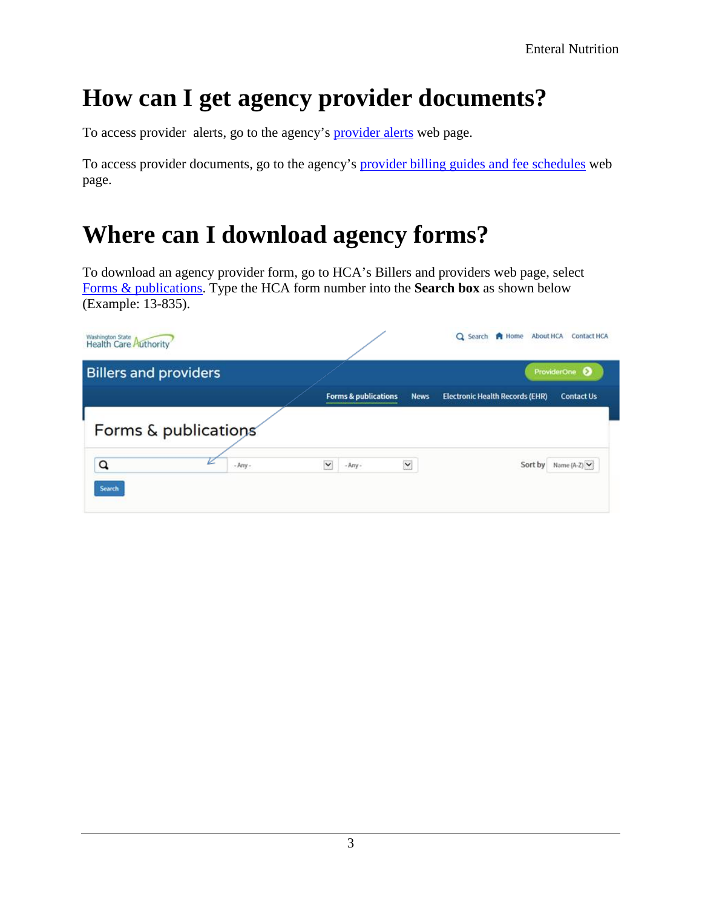# How can I get agency provider documents?

To access provider alerts, go to the agency's provider alerts web page.

To access provider documents, go to the agency's provider billing guides and fee schedules web page.

# Where can I download agency forms?

To download an agency provider form, go to HCA's Billers and providers web page, select Forms & publications. Type the HCA form number into the **Search box** as shown below (Example: 13-835).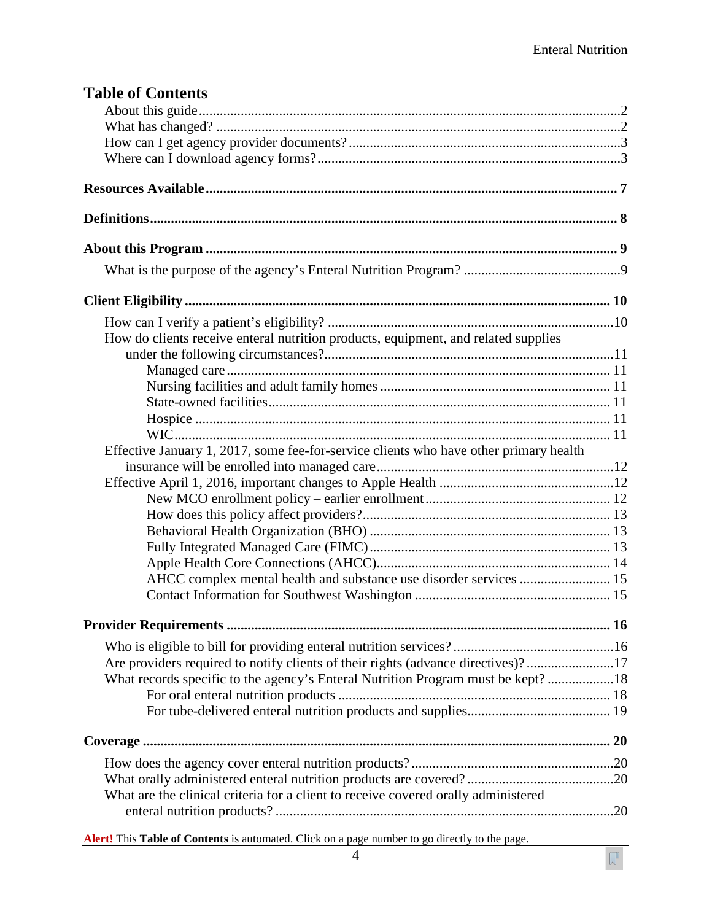# Table of Contents

- About this guide 2
- What has changed? 2
- How can I get agency provider documents? 3
- Where can I download agency forms? 3

**Resources Available** 7

**Definitions** 8

**About this Program** 9

- What is the purpose of the agency's Enteral Nutrition Program? 9

**Client Eligibility** 10

- How can I verify a patient's eligibility? 10
- How do clients receive enteral nutrition products, equipment, and related supplies under the following circumstances? 11
  - Managed care 11
  - Nursing facilities and adult family homes 11
  - State-owned facilities 11
  - Hospice 11
  - WIC 11
- Effective January 1, 2017, some fee-for-service clients who have other primary health insurance will be enrolled into managed care 12
- Effective April 1, 2016, important changes to Apple Health 12
  - New MCO enrollment policy – earlier enrollment 12
  - How does this policy affect providers? 13
  - Behavioral Health Organization (BHO) 13
  - Fully Integrated Managed Care (FIMC) 13
  - Apple Health Core Connections (AHCC) 14
  - AHCC complex mental health and substance use disorder services 15
  - Contact Information for Southwest Washington 15

**Provider Requirements** 16

- Who is eligible to bill for providing enteral nutrition services? 16
- Are providers required to notify clients of their rights (advance directives)? 17
- What records specific to the agency's Enteral Nutrition Program must be kept? 18
  - For oral enteral nutrition products 18
  - For tube-delivered enteral nutrition products and supplies 19

**Coverage** 20

- How does the agency cover enteral nutrition products? 20
- What orally administered enteral nutrition products are covered? 20
- What are the clinical criteria for a client to receive covered orally administered enteral nutrition products? 20

**Alert!** This **Table of Contents** is automated. Click on a page number to go directly to the page.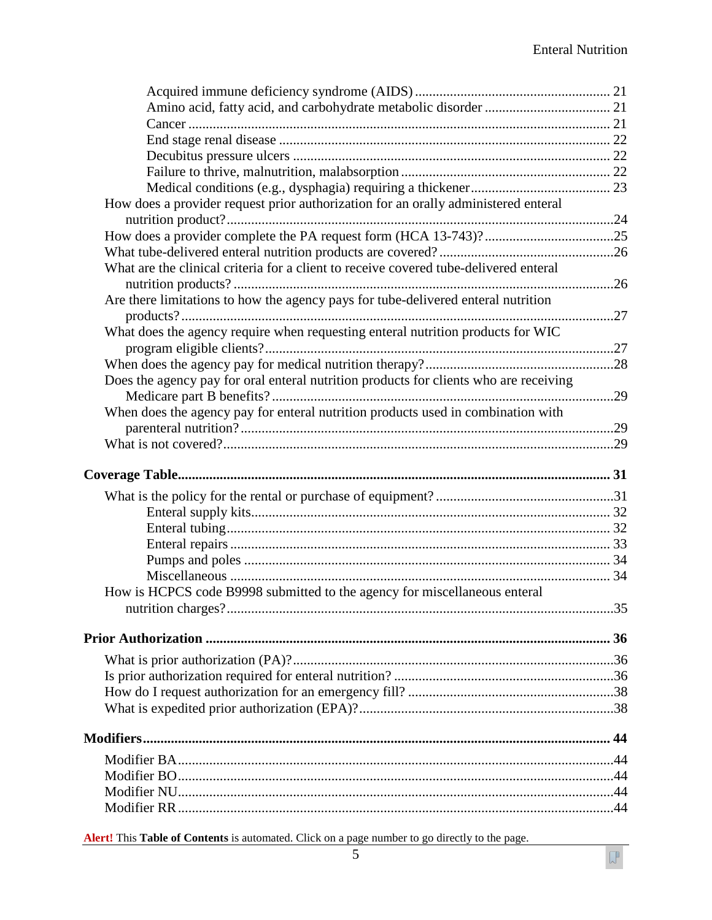- Acquired immune deficiency syndrome (AIDS) ........ 21
- Amino acid, fatty acid, and carbohydrate metabolic disorder ........ 21
- Cancer ........ 21
- End stage renal disease ........ 22
- Decubitus pressure ulcers ........ 22
- Failure to thrive, malnutrition, malabsorption ........ 22
- Medical conditions (e.g., dysphagia) requiring a thickener ........ 23

How does a provider request prior authorization for an orally administered enteral nutrition product? ........ 24

How does a provider complete the PA request form (HCA 13-743)? ........ 25

What tube-delivered enteral nutrition products are covered? ........ 26

What are the clinical criteria for a client to receive covered tube-delivered enteral nutrition products? ........ 26

Are there limitations to how the agency pays for tube-delivered enteral nutrition products? ........ 27

What does the agency require when requesting enteral nutrition products for WIC program eligible clients? ........ 27

When does the agency pay for medical nutrition therapy? ........ 28

Does the agency pay for oral enteral nutrition products for clients who are receiving Medicare part B benefits? ........ 29

When does the agency pay for enteral nutrition products used in combination with parenteral nutrition? ........ 29

What is not covered? ........ 29

**Coverage Table ........ 31**

What is the policy for the rental or purchase of equipment? ........ 31

- Enteral supply kits ........ 32
- Enteral tubing ........ 32
- Enteral repairs ........ 33
- Pumps and poles ........ 34
- Miscellaneous ........ 34

How is HCPCS code B9998 submitted to the agency for miscellaneous enteral nutrition charges? ........ 35

**Prior Authorization ........ 36**

What is prior authorization (PA)? ........ 36

Is prior authorization required for enteral nutrition? ........ 36

How do I request authorization for an emergency fill? ........ 38

What is expedited prior authorization (EPA)? ........ 38

**Modifiers ........ 44**

Modifier BA ........ 44

Modifier BO ........ 44

Modifier NU ........ 44

Modifier RR ........ 44

**Alert!** This **Table of Contents** is automated. Click on a page number to go directly to the page.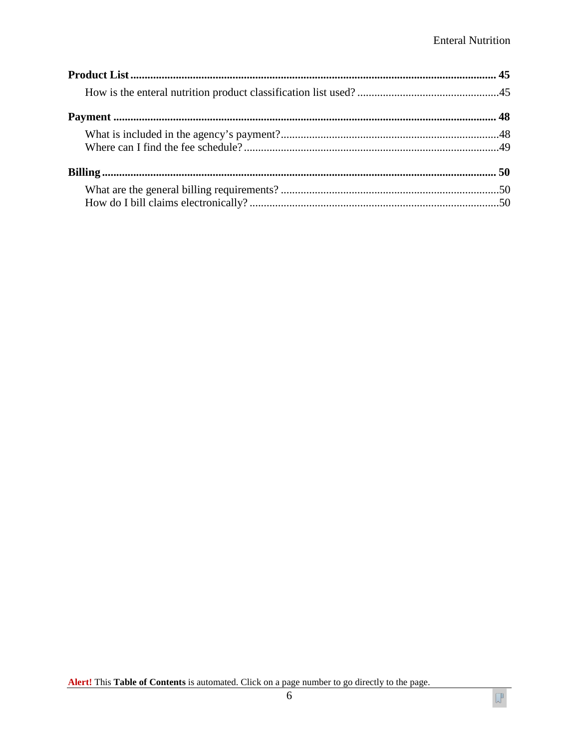**Product List** ................................................................................................................................ **45**

How is the enteral nutrition product classification list used? ..................................................45

**Payment** ...................................................................................................................................... **48**

What is included in the agency's payment?............................................................................48
Where can I find the fee schedule?.........................................................................................49

**Billing** .......................................................................................................................................... **50**

What are the general billing requirements? ............................................................................50
How do I bill claims electronically? .......................................................................................50

**Alert!** This **Table of Contents** is automated. Click on a page number to go directly to the page.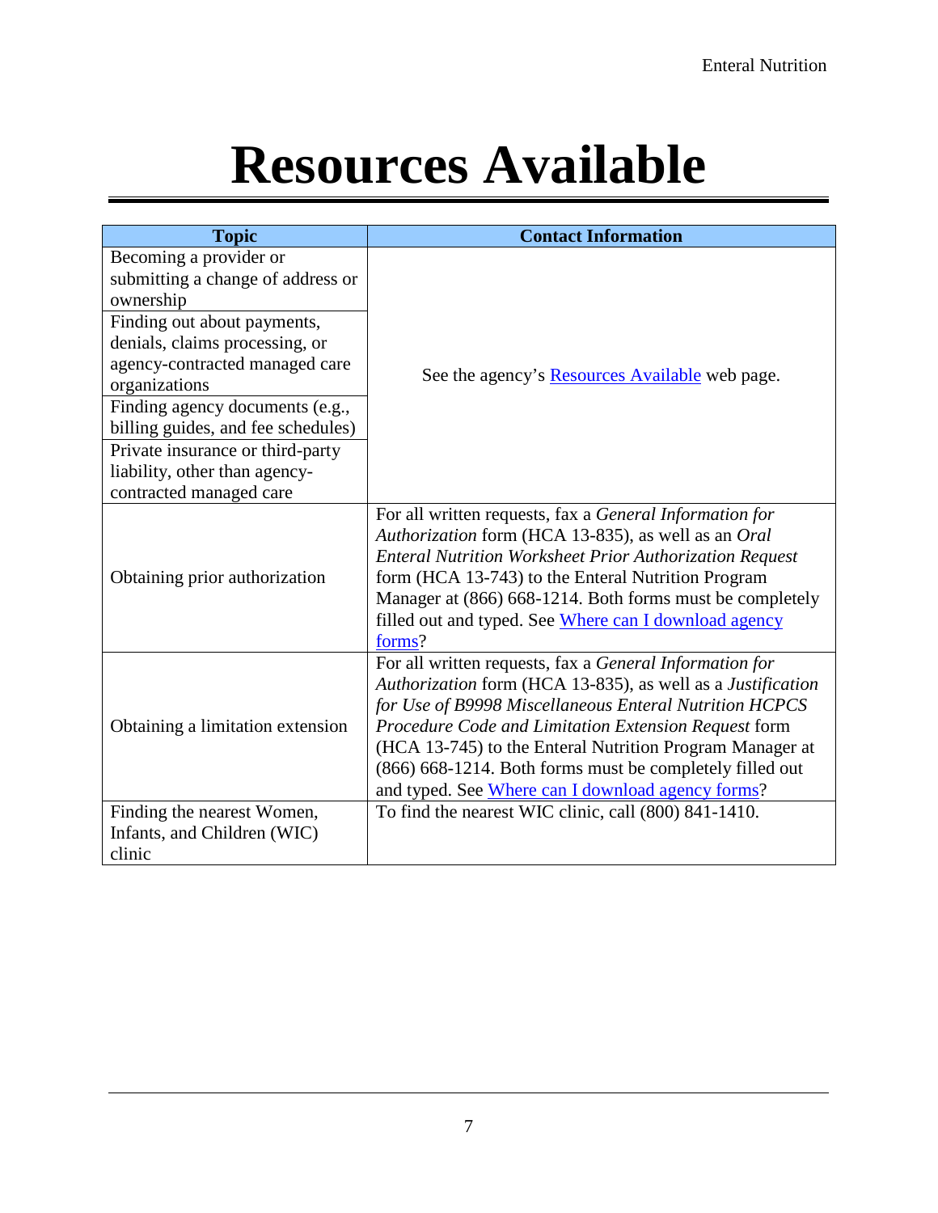# Resources Available

| Topic | Contact Information |
| --- | --- |
| Becoming a provider or submitting a change of address or ownership | See the agency's Resources Available web page. |
| Finding out about payments, denials, claims processing, or agency-contracted managed care organizations | |
| Finding agency documents (e.g., billing guides, and fee schedules) | |
| Private insurance or third-party liability, other than agency-contracted managed care | |
| Obtaining prior authorization | For all written requests, fax a *General Information for Authorization* form (HCA 13-835), as well as an *Oral Enteral Nutrition Worksheet Prior Authorization Request* form (HCA 13-743) to the Enteral Nutrition Program Manager at (866) 668-1214. Both forms must be completely filled out and typed. See Where can I download agency forms? |
| Obtaining a limitation extension | For all written requests, fax a *General Information for Authorization* form (HCA 13-835), as well as a *Justification for Use of B9998 Miscellaneous Enteral Nutrition HCPCS Procedure Code and Limitation Extension Request* form (HCA 13-745) to the Enteral Nutrition Program Manager at (866) 668-1214. Both forms must be completely filled out and typed. See Where can I download agency forms? |
| Finding the nearest Women, Infants, and Children (WIC) clinic | To find the nearest WIC clinic, call (800) 841-1410. |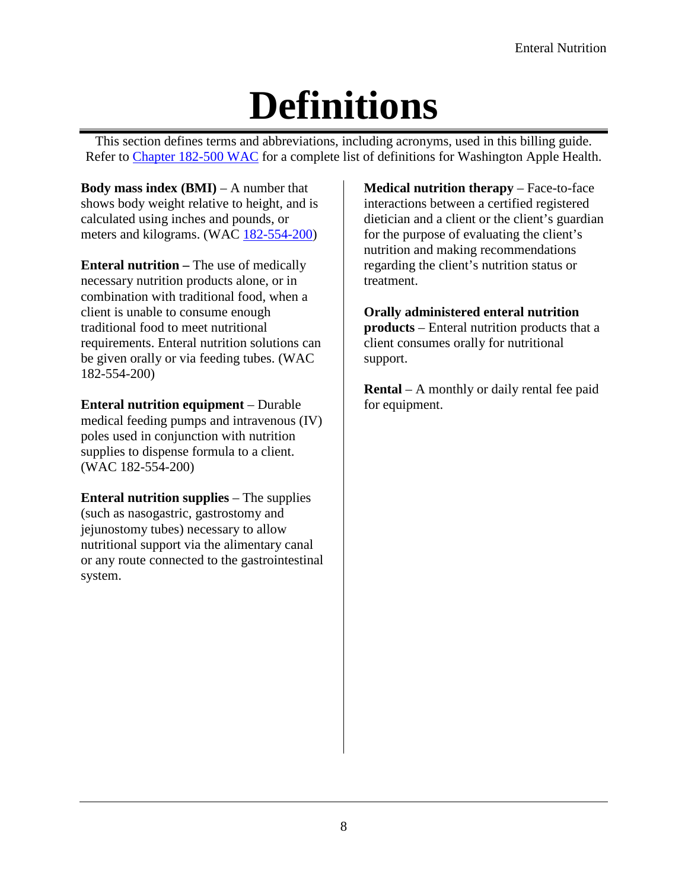# Definitions

This section defines terms and abbreviations, including acronyms, used in this billing guide. Refer to [Chapter 182-500 WAC] for a complete list of definitions for Washington Apple Health.

**Body mass index (BMI)** – A number that shows body weight relative to height, and is calculated using inches and pounds, or meters and kilograms. (WAC [182-554-200])

**Enteral nutrition –** The use of medically necessary nutrition products alone, or in combination with traditional food, when a client is unable to consume enough traditional food to meet nutritional requirements. Enteral nutrition solutions can be given orally or via feeding tubes. (WAC 182-554-200)

**Enteral nutrition equipment** – Durable medical feeding pumps and intravenous (IV) poles used in conjunction with nutrition supplies to dispense formula to a client. (WAC 182-554-200)

**Enteral nutrition supplies** – The supplies (such as nasogastric, gastrostomy and jejunostomy tubes) necessary to allow nutritional support via the alimentary canal or any route connected to the gastrointestinal system.

**Medical nutrition therapy** – Face-to-face interactions between a certified registered dietician and a client or the client's guardian for the purpose of evaluating the client's nutrition and making recommendations regarding the client's nutrition status or treatment.

**Orally administered enteral nutrition products** – Enteral nutrition products that a client consumes orally for nutritional support.

**Rental** – A monthly or daily rental fee paid for equipment.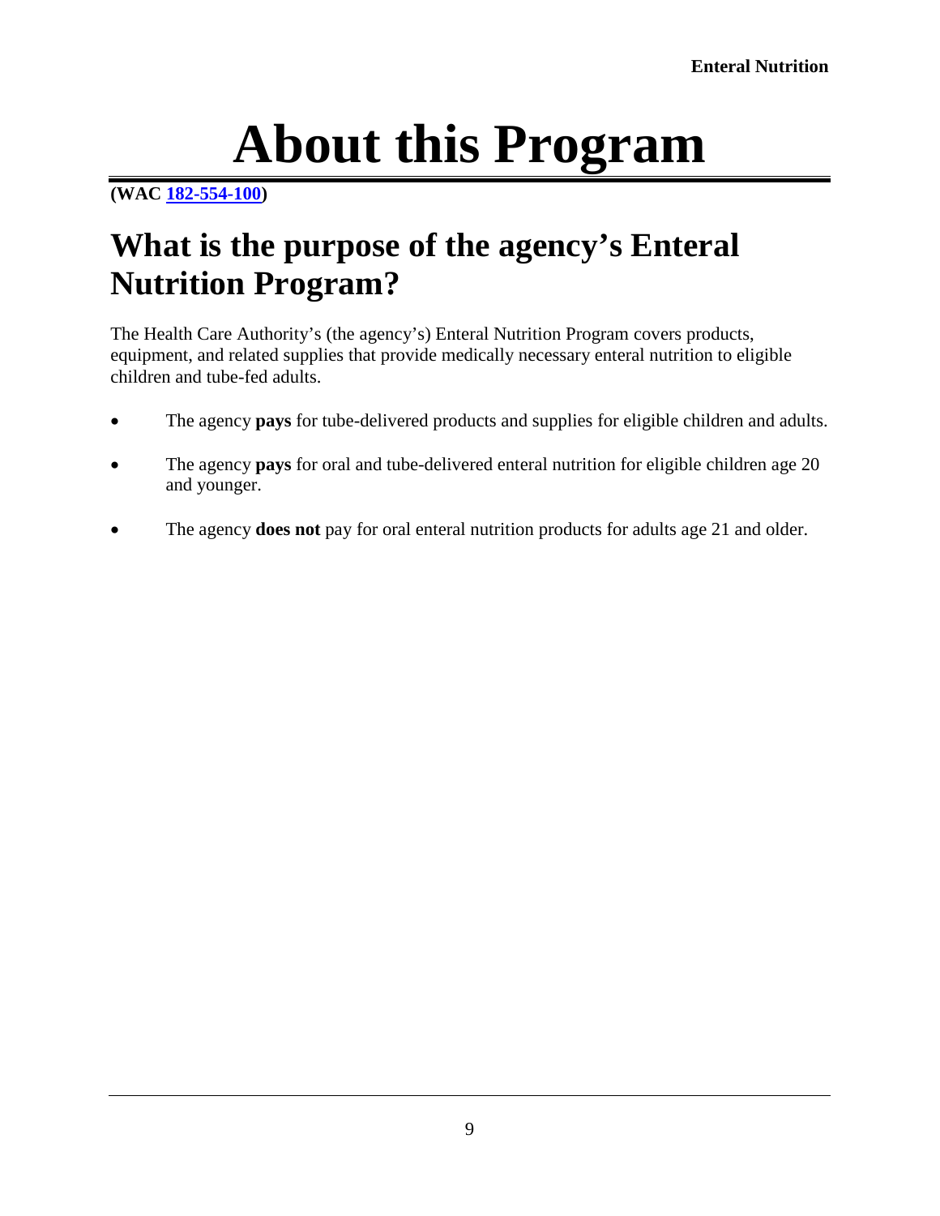# About this Program

**(WAC [182-554-100](182-554-100))**

## What is the purpose of the agency's Enteral Nutrition Program?

The Health Care Authority's (the agency's) Enteral Nutrition Program covers products, equipment, and related supplies that provide medically necessary enteral nutrition to eligible children and tube-fed adults.

- The agency **pays** for tube-delivered products and supplies for eligible children and adults.
- The agency **pays** for oral and tube-delivered enteral nutrition for eligible children age 20 and younger.
- The agency **does not** pay for oral enteral nutrition products for adults age 21 and older.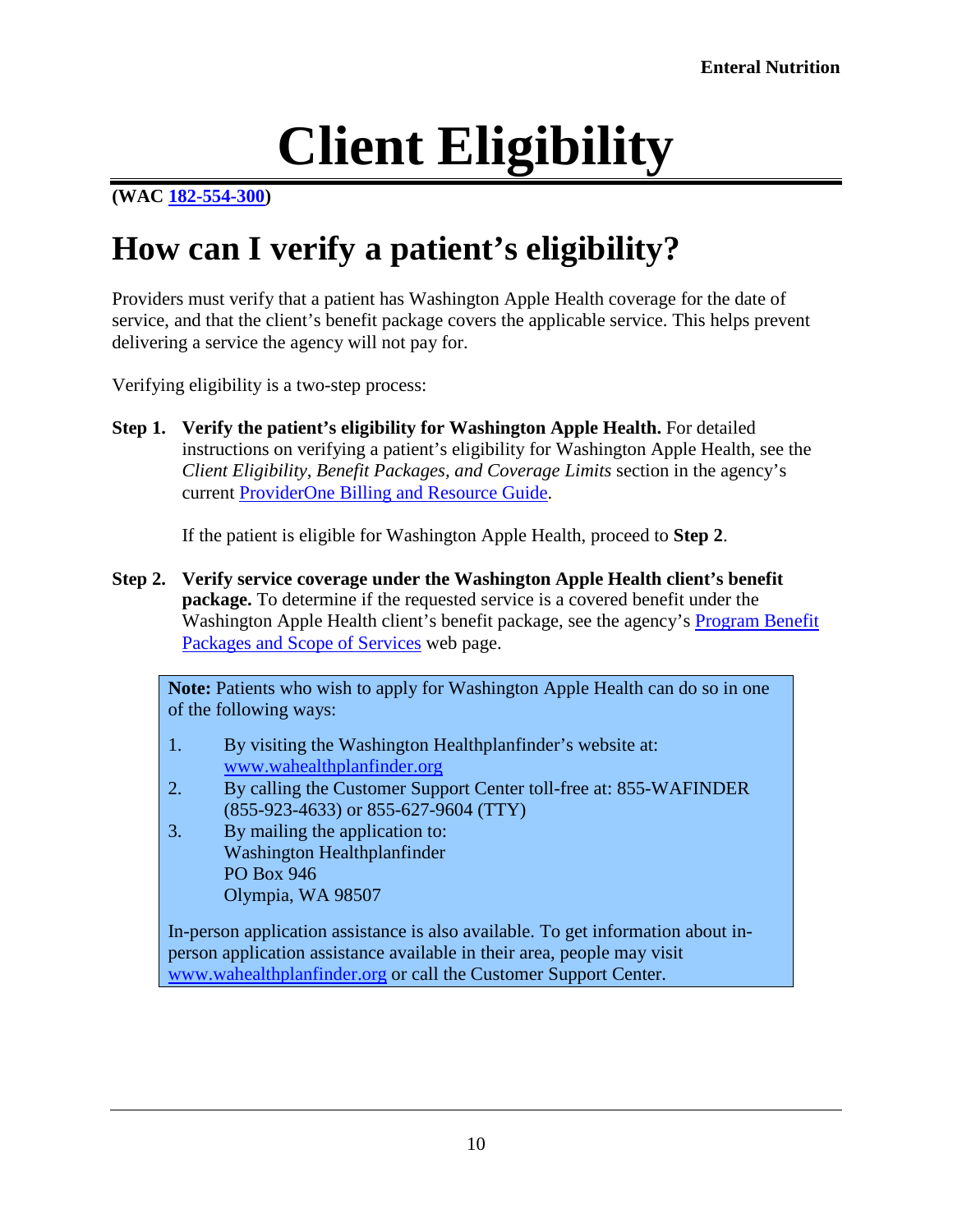# Client Eligibility

**(WAC 182-554-300)**

## How can I verify a patient's eligibility?

Providers must verify that a patient has Washington Apple Health coverage for the date of service, and that the client's benefit package covers the applicable service. This helps prevent delivering a service the agency will not pay for.

Verifying eligibility is a two-step process:

**Step 1. Verify the patient's eligibility for Washington Apple Health.** For detailed instructions on verifying a patient's eligibility for Washington Apple Health, see the *Client Eligibility, Benefit Packages, and Coverage Limits* section in the agency's current ProviderOne Billing and Resource Guide.

If the patient is eligible for Washington Apple Health, proceed to **Step 2**.

**Step 2. Verify service coverage under the Washington Apple Health client's benefit package.** To determine if the requested service is a covered benefit under the Washington Apple Health client's benefit package, see the agency's Program Benefit Packages and Scope of Services web page.

> **Note:** Patients who wish to apply for Washington Apple Health can do so in one of the following ways:
>
> 1. By visiting the Washington Healthplanfinder's website at: www.wahealthplanfinder.org
> 2. By calling the Customer Support Center toll-free at: 855-WAFINDER (855-923-4633) or 855-627-9604 (TTY)
> 3. By mailing the application to:
>    Washington Healthplanfinder
>    PO Box 946
>    Olympia, WA 98507
>
> In-person application assistance is also available. To get information about in-person application assistance available in their area, people may visit www.wahealthplanfinder.org or call the Customer Support Center.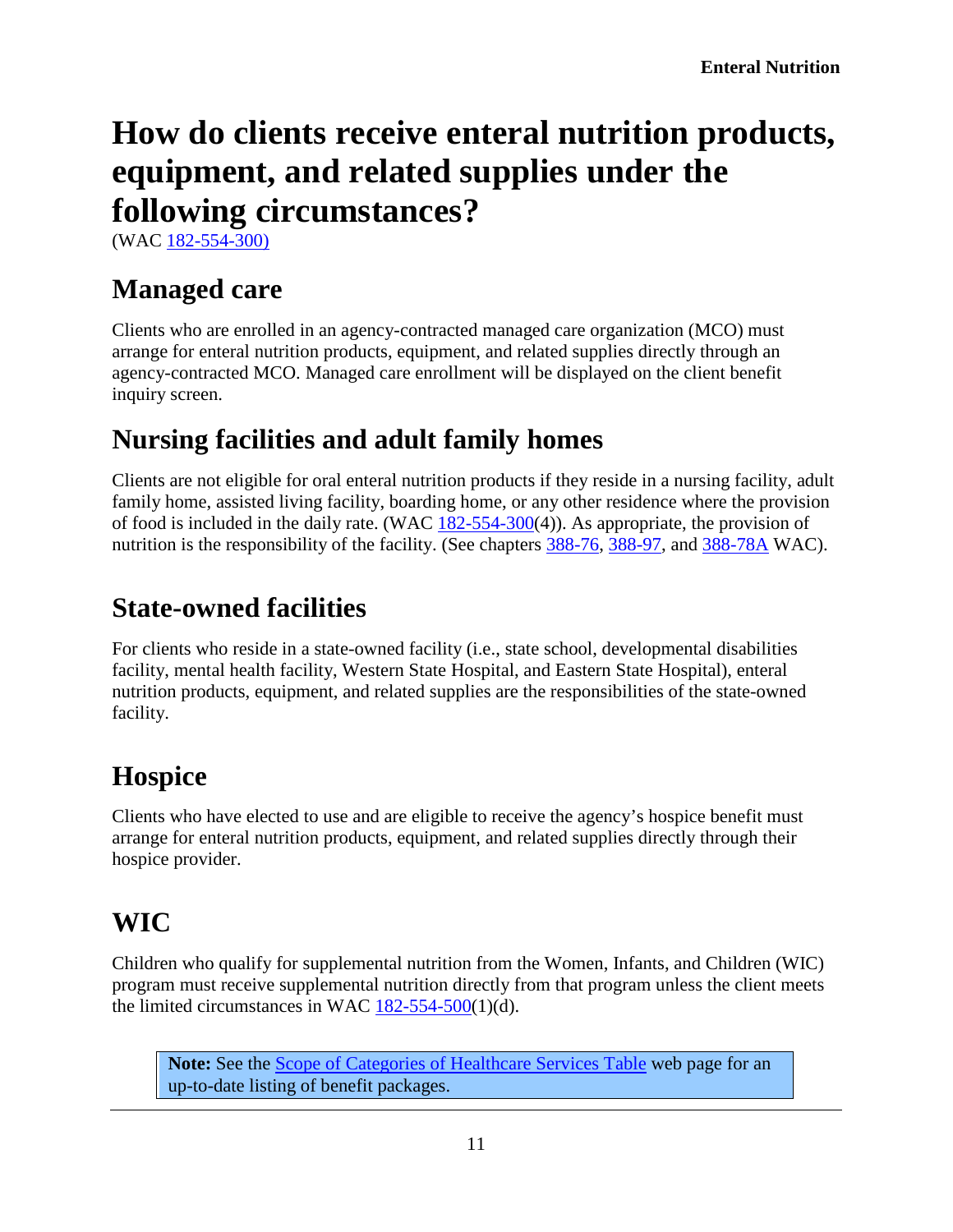# How do clients receive enteral nutrition products, equipment, and related supplies under the following circumstances?

(WAC 182-554-300)

## Managed care

Clients who are enrolled in an agency-contracted managed care organization (MCO) must arrange for enteral nutrition products, equipment, and related supplies directly through an agency-contracted MCO. Managed care enrollment will be displayed on the client benefit inquiry screen.

## Nursing facilities and adult family homes

Clients are not eligible for oral enteral nutrition products if they reside in a nursing facility, adult family home, assisted living facility, boarding home, or any other residence where the provision of food is included in the daily rate. (WAC 182-554-300(4)). As appropriate, the provision of nutrition is the responsibility of the facility. (See chapters 388-76, 388-97, and 388-78A WAC).

## State-owned facilities

For clients who reside in a state-owned facility (i.e., state school, developmental disabilities facility, mental health facility, Western State Hospital, and Eastern State Hospital), enteral nutrition products, equipment, and related supplies are the responsibilities of the state-owned facility.

## Hospice

Clients who have elected to use and are eligible to receive the agency's hospice benefit must arrange for enteral nutrition products, equipment, and related supplies directly through their hospice provider.

## WIC

Children who qualify for supplemental nutrition from the Women, Infants, and Children (WIC) program must receive supplemental nutrition directly from that program unless the client meets the limited circumstances in WAC 182-554-500(1)(d).

> **Note:** See the Scope of Categories of Healthcare Services Table web page for an up-to-date listing of benefit packages.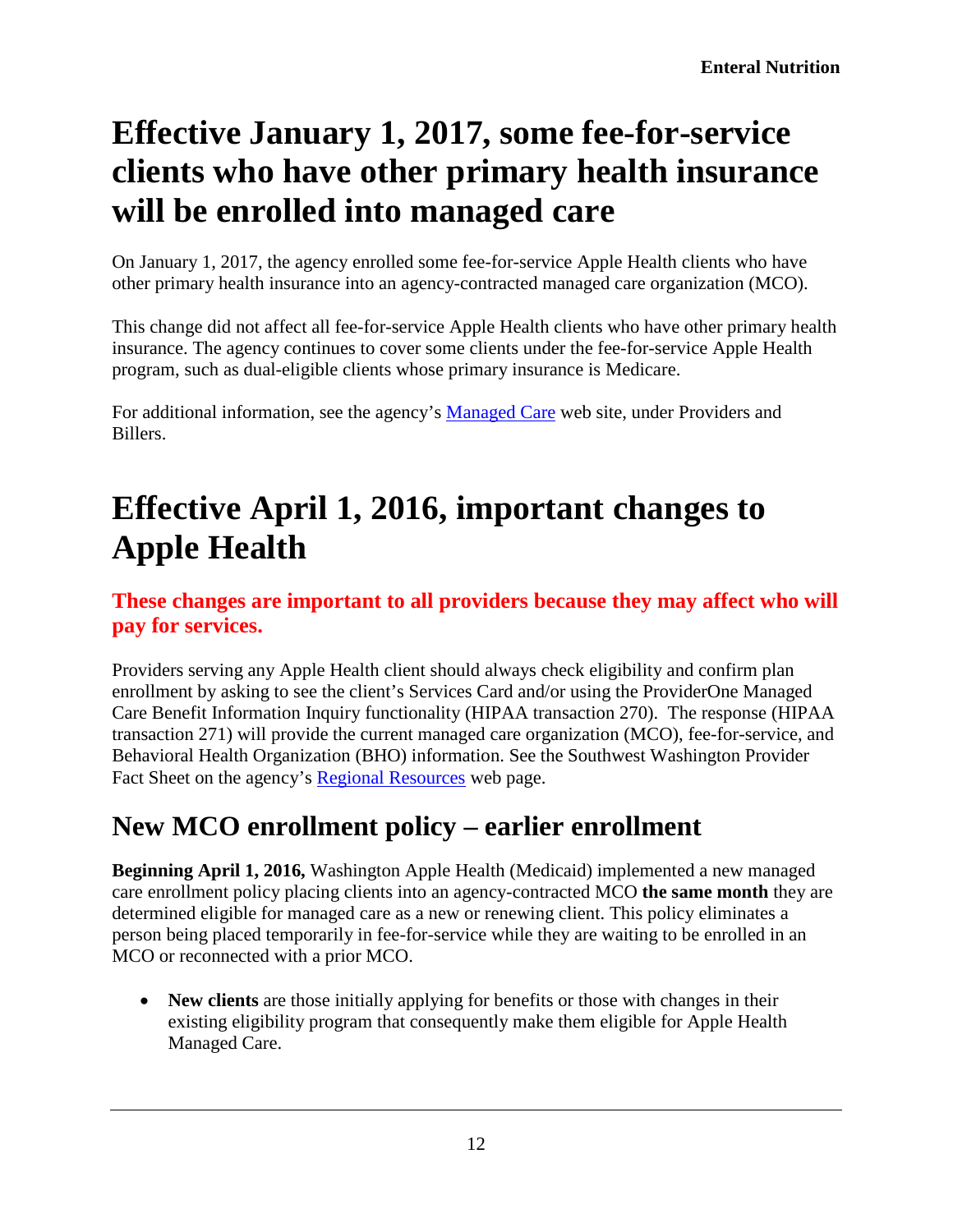# Effective January 1, 2017, some fee-for-service clients who have other primary health insurance will be enrolled into managed care

On January 1, 2017, the agency enrolled some fee-for-service Apple Health clients who have other primary health insurance into an agency-contracted managed care organization (MCO).

This change did not affect all fee-for-service Apple Health clients who have other primary health insurance. The agency continues to cover some clients under the fee-for-service Apple Health program, such as dual-eligible clients whose primary insurance is Medicare.

For additional information, see the agency's Managed Care web site, under Providers and Billers.

# Effective April 1, 2016, important changes to Apple Health

### These changes are important to all providers because they may affect who will pay for services.

Providers serving any Apple Health client should always check eligibility and confirm plan enrollment by asking to see the client's Services Card and/or using the ProviderOne Managed Care Benefit Information Inquiry functionality (HIPAA transaction 270). The response (HIPAA transaction 271) will provide the current managed care organization (MCO), fee-for-service, and Behavioral Health Organization (BHO) information. See the Southwest Washington Provider Fact Sheet on the agency's Regional Resources web page.

## New MCO enrollment policy – earlier enrollment

**Beginning April 1, 2016,** Washington Apple Health (Medicaid) implemented a new managed care enrollment policy placing clients into an agency-contracted MCO **the same month** they are determined eligible for managed care as a new or renewing client. This policy eliminates a person being placed temporarily in fee-for-service while they are waiting to be enrolled in an MCO or reconnected with a prior MCO.

- **New clients** are those initially applying for benefits or those with changes in their existing eligibility program that consequently make them eligible for Apple Health Managed Care.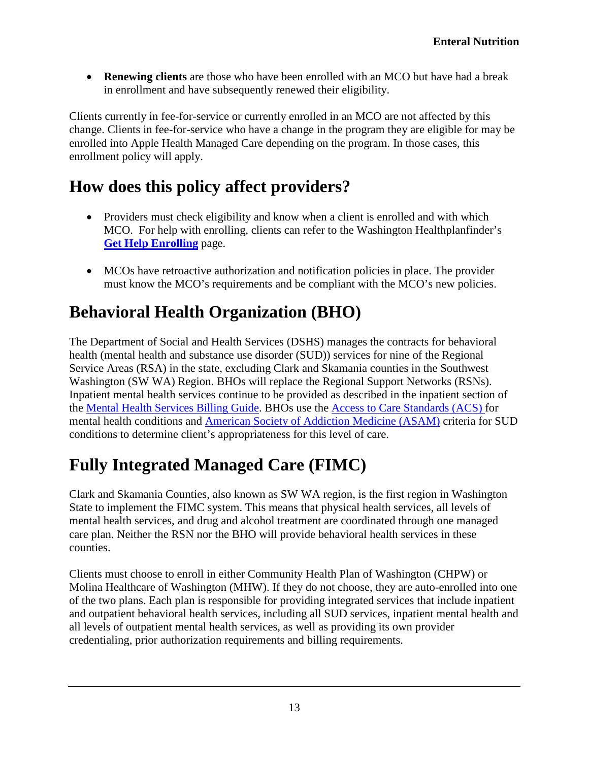- **Renewing clients** are those who have been enrolled with an MCO but have had a break in enrollment and have subsequently renewed their eligibility.

Clients currently in fee-for-service or currently enrolled in an MCO are not affected by this change. Clients in fee-for-service who have a change in the program they are eligible for may be enrolled into Apple Health Managed Care depending on the program. In those cases, this enrollment policy will apply.

# How does this policy affect providers?

- Providers must check eligibility and know when a client is enrolled and with which MCO. For help with enrolling, clients can refer to the Washington Healthplanfinder's **Get Help Enrolling** page.

- MCOs have retroactive authorization and notification policies in place. The provider must know the MCO's requirements and be compliant with the MCO's new policies.

# Behavioral Health Organization (BHO)

The Department of Social and Health Services (DSHS) manages the contracts for behavioral health (mental health and substance use disorder (SUD)) services for nine of the Regional Service Areas (RSA) in the state, excluding Clark and Skamania counties in the Southwest Washington (SW WA) Region. BHOs will replace the Regional Support Networks (RSNs). Inpatient mental health services continue to be provided as described in the inpatient section of the Mental Health Services Billing Guide. BHOs use the Access to Care Standards (ACS) for mental health conditions and American Society of Addiction Medicine (ASAM) criteria for SUD conditions to determine client's appropriateness for this level of care.

# Fully Integrated Managed Care (FIMC)

Clark and Skamania Counties, also known as SW WA region, is the first region in Washington State to implement the FIMC system. This means that physical health services, all levels of mental health services, and drug and alcohol treatment are coordinated through one managed care plan. Neither the RSN nor the BHO will provide behavioral health services in these counties.

Clients must choose to enroll in either Community Health Plan of Washington (CHPW) or Molina Healthcare of Washington (MHW). If they do not choose, they are auto-enrolled into one of the two plans. Each plan is responsible for providing integrated services that include inpatient and outpatient behavioral health services, including all SUD services, inpatient mental health and all levels of outpatient mental health services, as well as providing its own provider credentialing, prior authorization requirements and billing requirements.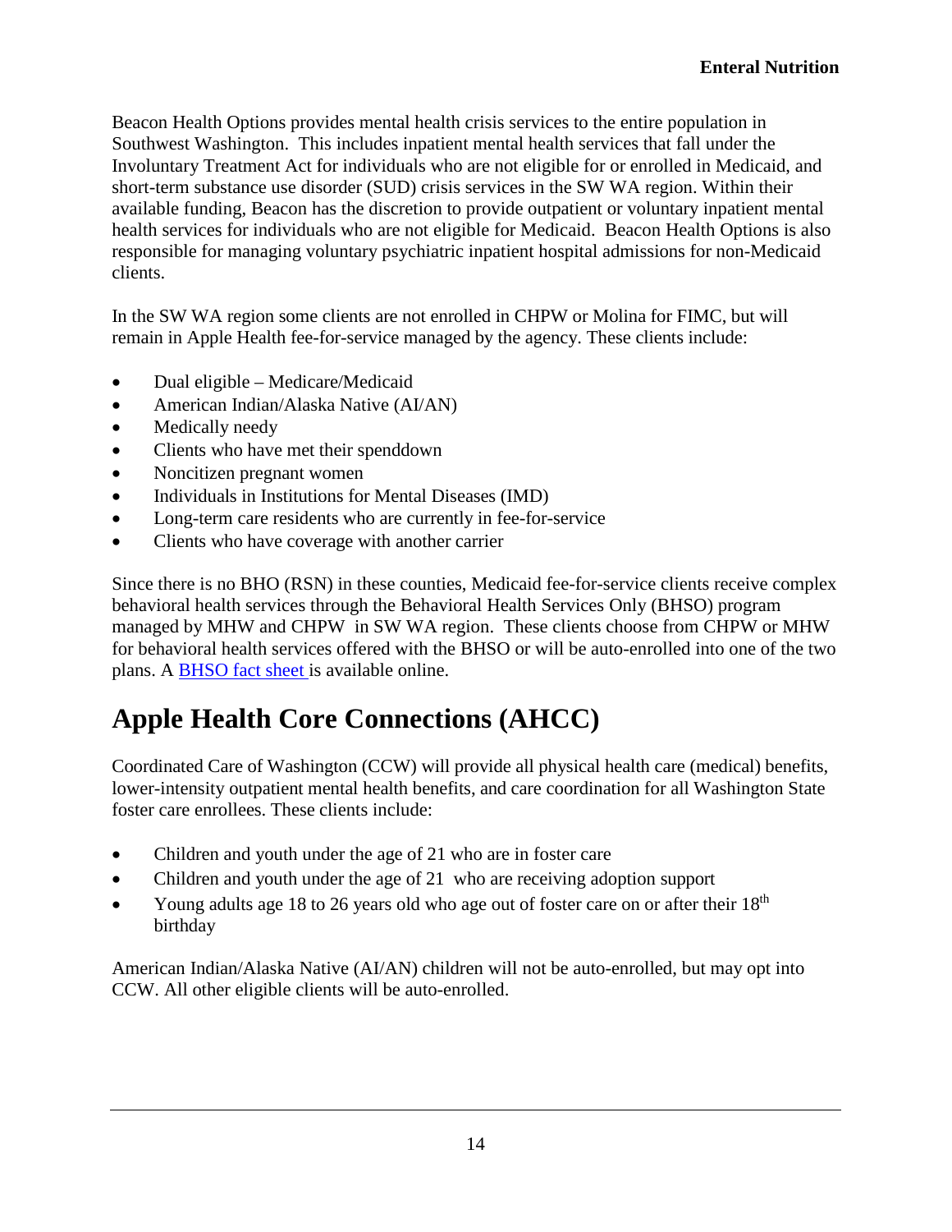Beacon Health Options provides mental health crisis services to the entire population in Southwest Washington. This includes inpatient mental health services that fall under the Involuntary Treatment Act for individuals who are not eligible for or enrolled in Medicaid, and short-term substance use disorder (SUD) crisis services in the SW WA region. Within their available funding, Beacon has the discretion to provide outpatient or voluntary inpatient mental health services for individuals who are not eligible for Medicaid. Beacon Health Options is also responsible for managing voluntary psychiatric inpatient hospital admissions for non-Medicaid clients.

In the SW WA region some clients are not enrolled in CHPW or Molina for FIMC, but will remain in Apple Health fee-for-service managed by the agency. These clients include:

- Dual eligible – Medicare/Medicaid
- American Indian/Alaska Native (AI/AN)
- Medically needy
- Clients who have met their spenddown
- Noncitizen pregnant women
- Individuals in Institutions for Mental Diseases (IMD)
- Long-term care residents who are currently in fee-for-service
- Clients who have coverage with another carrier

Since there is no BHO (RSN) in these counties, Medicaid fee-for-service clients receive complex behavioral health services through the Behavioral Health Services Only (BHSO) program managed by MHW and CHPW in SW WA region. These clients choose from CHPW or MHW for behavioral health services offered with the BHSO or will be auto-enrolled into one of the two plans. A BHSO fact sheet is available online.

# Apple Health Core Connections (AHCC)

Coordinated Care of Washington (CCW) will provide all physical health care (medical) benefits, lower-intensity outpatient mental health benefits, and care coordination for all Washington State foster care enrollees. These clients include:

- Children and youth under the age of 21 who are in foster care
- Children and youth under the age of 21 who are receiving adoption support
- Young adults age 18 to 26 years old who age out of foster care on or after their 18th birthday

American Indian/Alaska Native (AI/AN) children will not be auto-enrolled, but may opt into CCW. All other eligible clients will be auto-enrolled.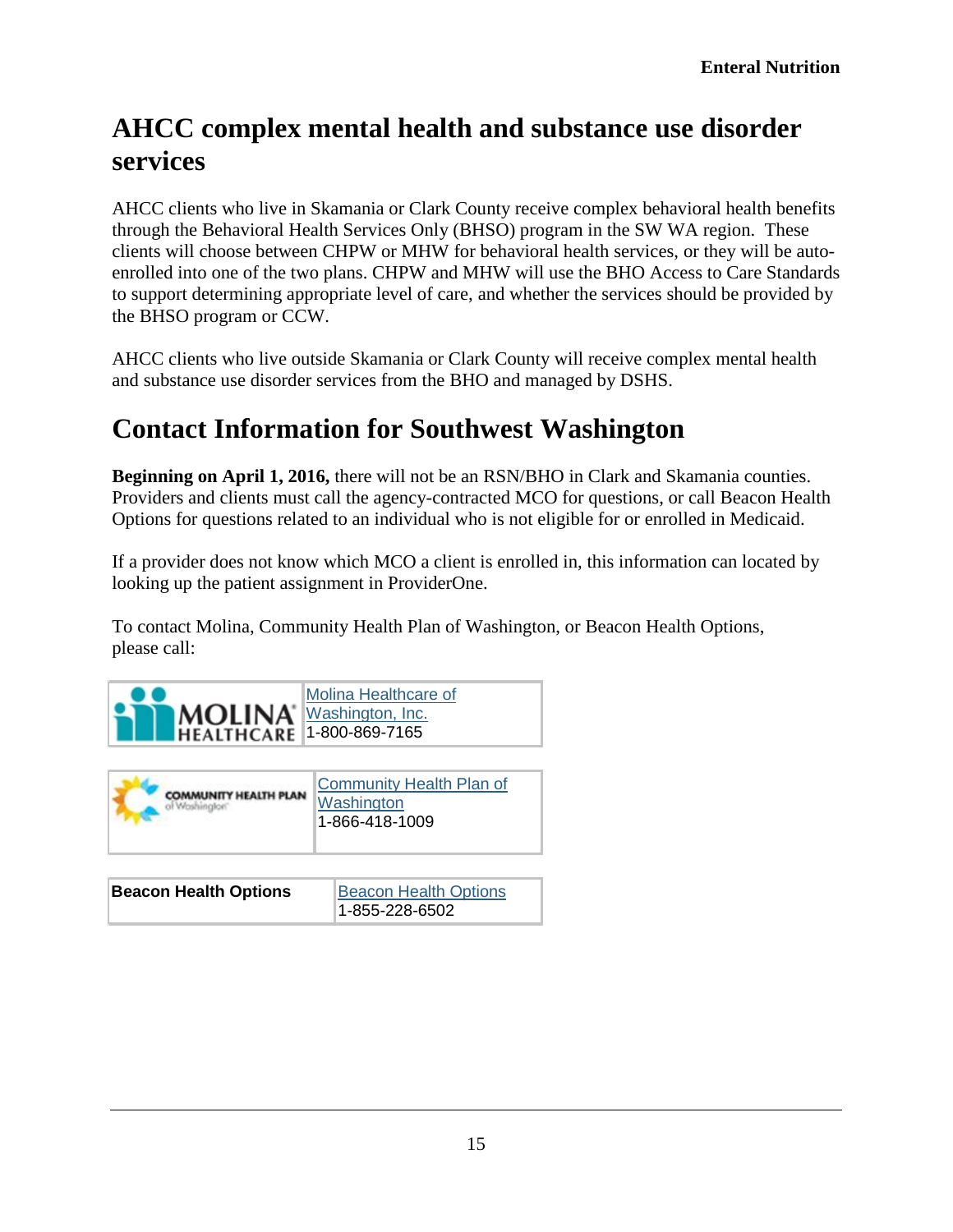# AHCC complex mental health and substance use disorder services

AHCC clients who live in Skamania or Clark County receive complex behavioral health benefits through the Behavioral Health Services Only (BHSO) program in the SW WA region. These clients will choose between CHPW or MHW for behavioral health services, or they will be auto-enrolled into one of the two plans. CHPW and MHW will use the BHO Access to Care Standards to support determining appropriate level of care, and whether the services should be provided by the BHSO program or CCW.

AHCC clients who live outside Skamania or Clark County will receive complex mental health and substance use disorder services from the BHO and managed by DSHS.

# Contact Information for Southwest Washington

**Beginning on April 1, 2016,** there will not be an RSN/BHO in Clark and Skamania counties. Providers and clients must call the agency-contracted MCO for questions, or call Beacon Health Options for questions related to an individual who is not eligible for or enrolled in Medicaid.

If a provider does not know which MCO a client is enrolled in, this information can located by looking up the patient assignment in ProviderOne.

To contact Molina, Community Health Plan of Washington, or Beacon Health Options, please call:

| | |
|---|---|
| MOLINA HEALTHCARE | Molina Healthcare of Washington, Inc. 1-800-869-7165 |

| | |
|---|---|
| COMMUNITY HEALTH PLAN of Washington | Community Health Plan of Washington 1-866-418-1009 |

| | |
|---|---|
| **Beacon Health Options** | Beacon Health Options 1-855-228-6502 |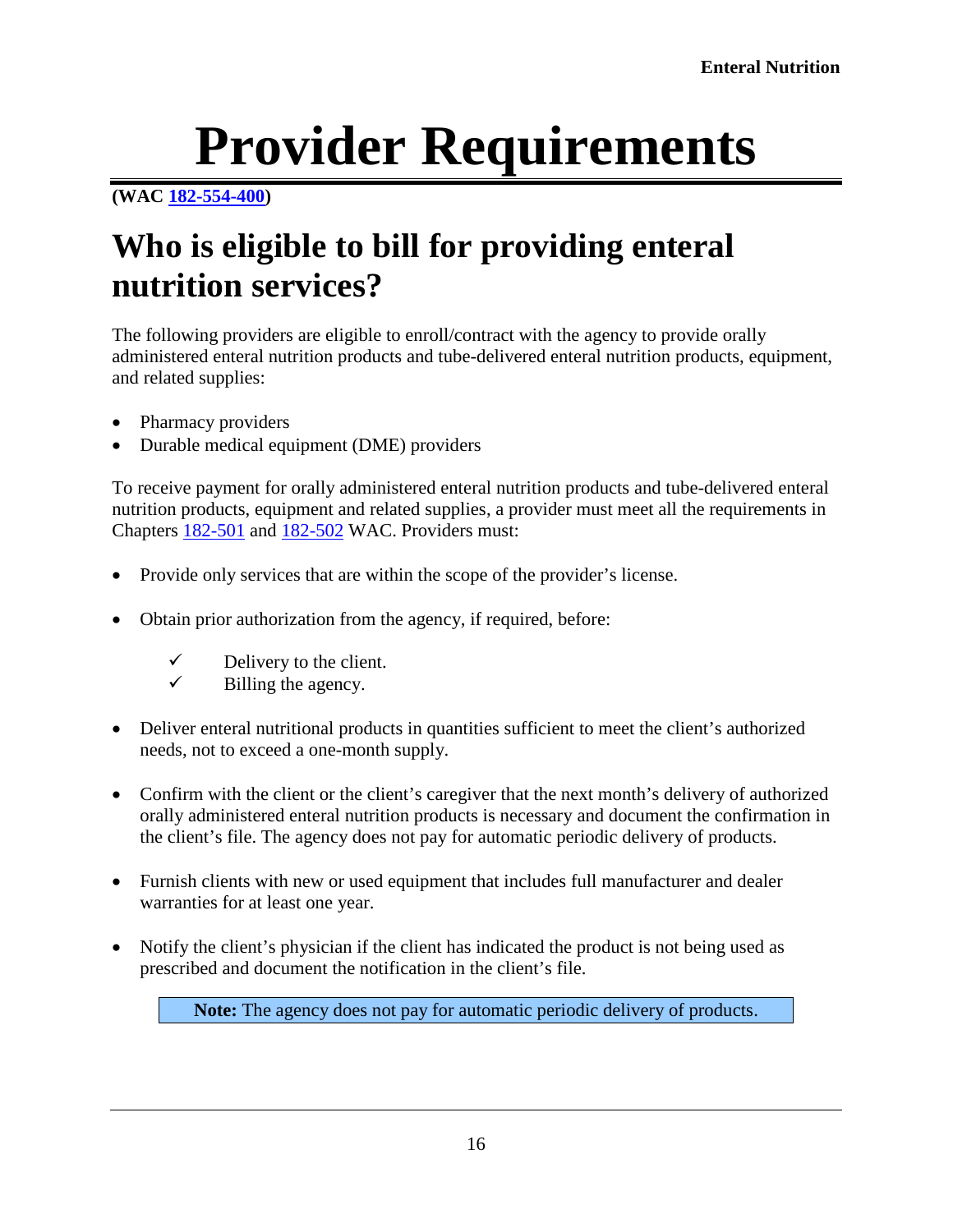# Provider Requirements

**(WAC 182-554-400)**

## Who is eligible to bill for providing enteral nutrition services?

The following providers are eligible to enroll/contract with the agency to provide orally administered enteral nutrition products and tube-delivered enteral nutrition products, equipment, and related supplies:

- Pharmacy providers
- Durable medical equipment (DME) providers

To receive payment for orally administered enteral nutrition products and tube-delivered enteral nutrition products, equipment and related supplies, a provider must meet all the requirements in Chapters 182-501 and 182-502 WAC. Providers must:

- Provide only services that are within the scope of the provider's license.

- Obtain prior authorization from the agency, if required, before:

  - ✓ Delivery to the client.
  - ✓ Billing the agency.

- Deliver enteral nutritional products in quantities sufficient to meet the client's authorized needs, not to exceed a one-month supply.

- Confirm with the client or the client's caregiver that the next month's delivery of authorized orally administered enteral nutrition products is necessary and document the confirmation in the client's file. The agency does not pay for automatic periodic delivery of products.

- Furnish clients with new or used equipment that includes full manufacturer and dealer warranties for at least one year.

- Notify the client's physician if the client has indicated the product is not being used as prescribed and document the notification in the client's file.

> **Note:** The agency does not pay for automatic periodic delivery of products.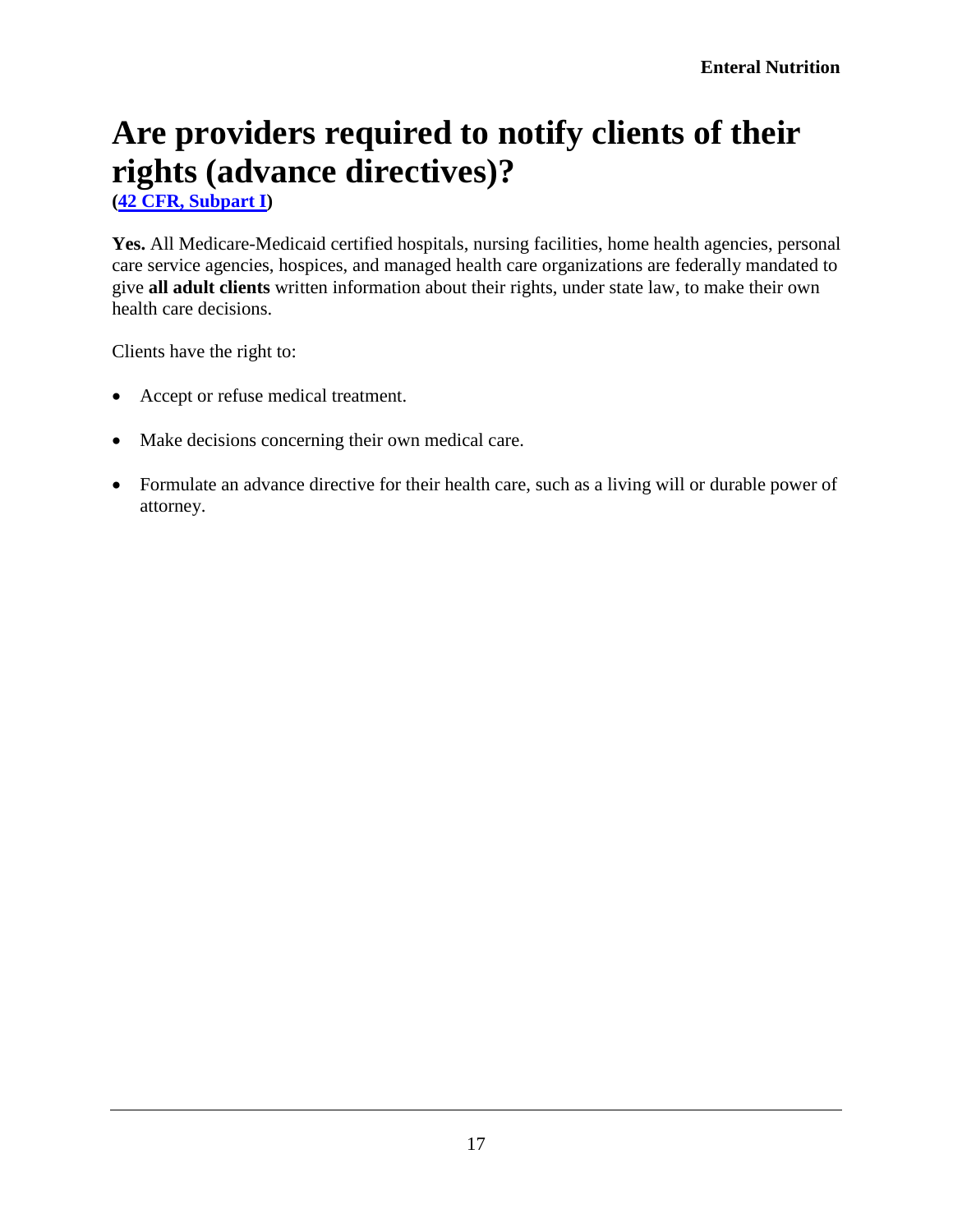# Are providers required to notify clients of their rights (advance directives)?

**([42 CFR, Subpart I](42 CFR, Subpart I))**

**Yes.** All Medicare-Medicaid certified hospitals, nursing facilities, home health agencies, personal care service agencies, hospices, and managed health care organizations are federally mandated to give **all adult clients** written information about their rights, under state law, to make their own health care decisions.

Clients have the right to:

- Accept or refuse medical treatment.
- Make decisions concerning their own medical care.
- Formulate an advance directive for their health care, such as a living will or durable power of attorney.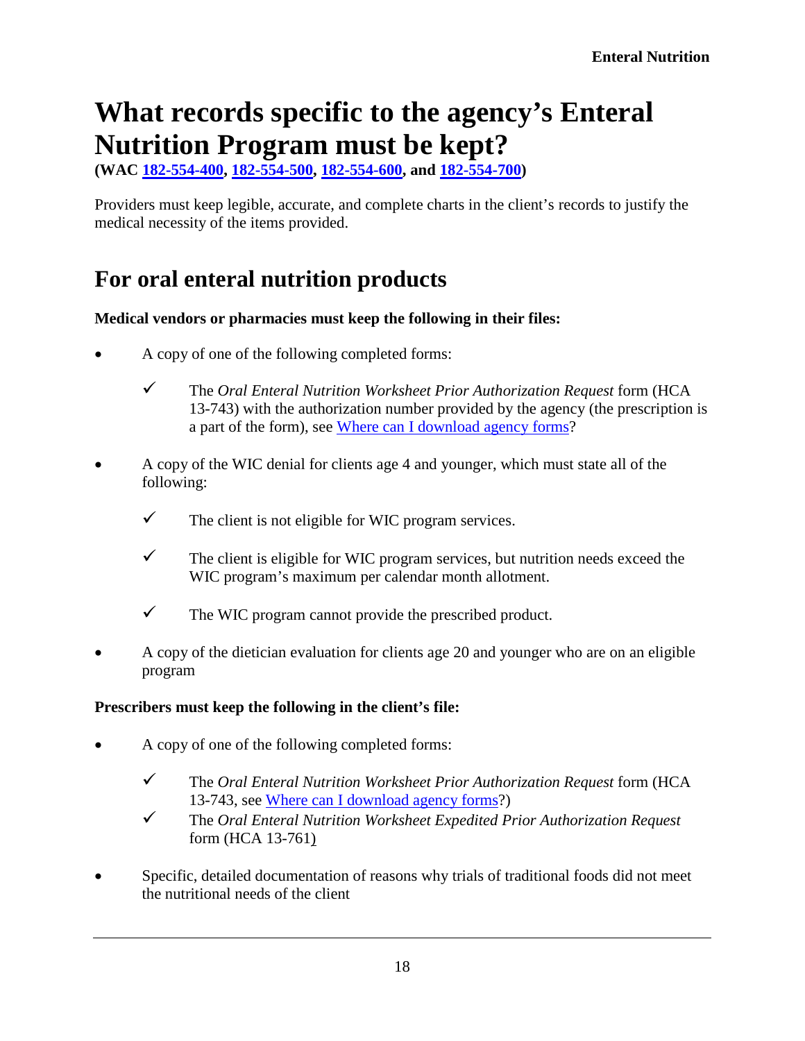# What records specific to the agency's Enteral Nutrition Program must be kept?

**(WAC 182-554-400, 182-554-500, 182-554-600, and 182-554-700)**

Providers must keep legible, accurate, and complete charts in the client's records to justify the medical necessity of the items provided.

## For oral enteral nutrition products

**Medical vendors or pharmacies must keep the following in their files:**

- A copy of one of the following completed forms:
  - ✓ The *Oral Enteral Nutrition Worksheet Prior Authorization Request* form (HCA 13-743) with the authorization number provided by the agency (the prescription is a part of the form), see Where can I download agency forms?
- A copy of the WIC denial for clients age 4 and younger, which must state all of the following:
  - ✓ The client is not eligible for WIC program services.
  - ✓ The client is eligible for WIC program services, but nutrition needs exceed the WIC program's maximum per calendar month allotment.
  - ✓ The WIC program cannot provide the prescribed product.
- A copy of the dietician evaluation for clients age 20 and younger who are on an eligible program

**Prescribers must keep the following in the client's file:**

- A copy of one of the following completed forms:
  - ✓ The *Oral Enteral Nutrition Worksheet Prior Authorization Request* form (HCA 13-743, see Where can I download agency forms?)
  - ✓ The *Oral Enteral Nutrition Worksheet Expedited Prior Authorization Request* form (HCA 13-761)
- Specific, detailed documentation of reasons why trials of traditional foods did not meet the nutritional needs of the client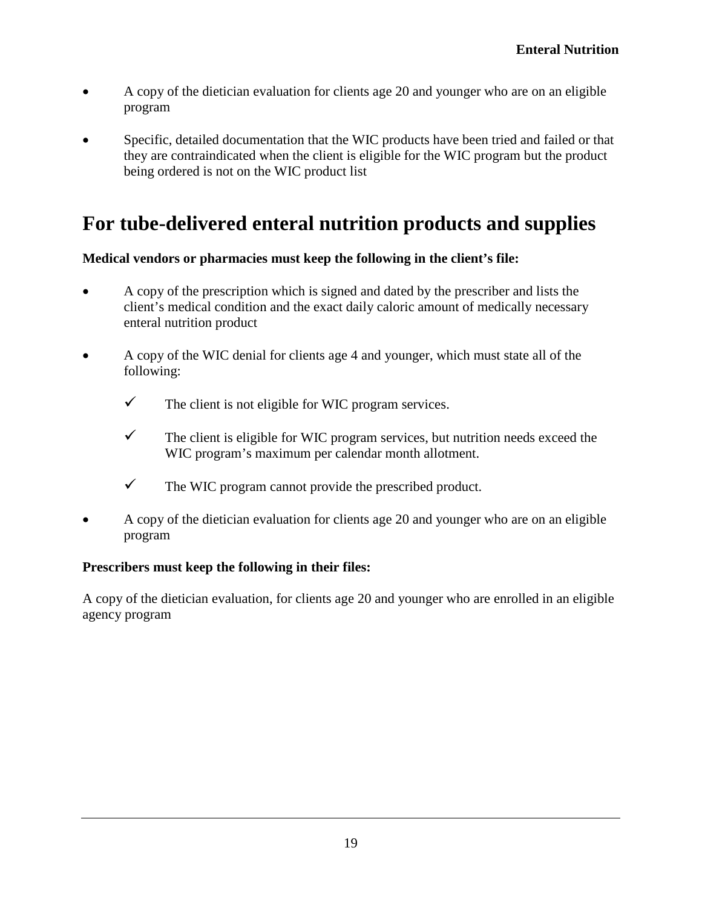- A copy of the dietician evaluation for clients age 20 and younger who are on an eligible program
- Specific, detailed documentation that the WIC products have been tried and failed or that they are contraindicated when the client is eligible for the WIC program but the product being ordered is not on the WIC product list

# For tube-delivered enteral nutrition products and supplies

**Medical vendors or pharmacies must keep the following in the client's file:**

- A copy of the prescription which is signed and dated by the prescriber and lists the client's medical condition and the exact daily caloric amount of medically necessary enteral nutrition product
- A copy of the WIC denial for clients age 4 and younger, which must state all of the following:
  - ✓ The client is not eligible for WIC program services.
  - ✓ The client is eligible for WIC program services, but nutrition needs exceed the WIC program's maximum per calendar month allotment.
  - ✓ The WIC program cannot provide the prescribed product.
- A copy of the dietician evaluation for clients age 20 and younger who are on an eligible program

**Prescribers must keep the following in their files:**

A copy of the dietician evaluation, for clients age 20 and younger who are enrolled in an eligible agency program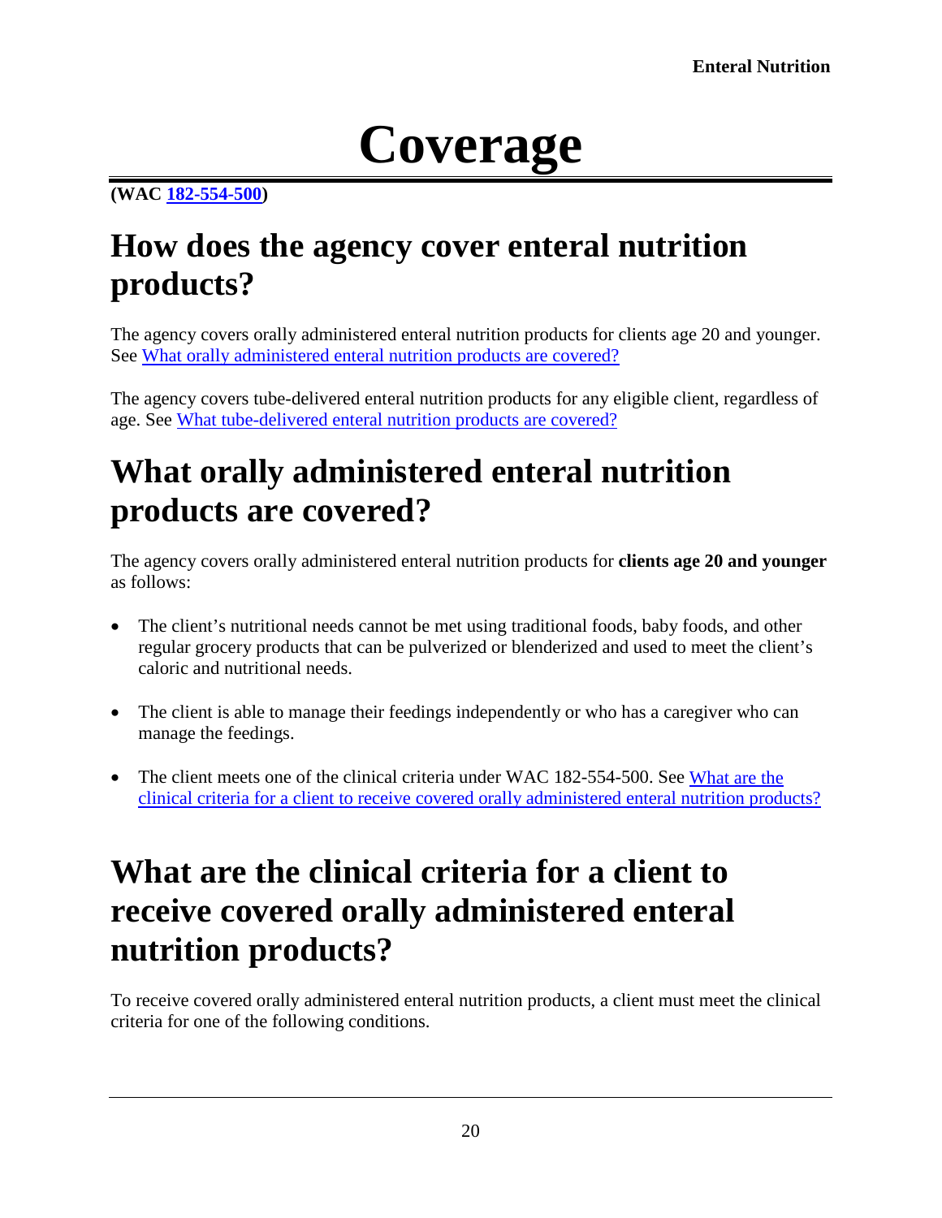# Coverage

**(WAC [182-554-500](182-554-500))**

## How does the agency cover enteral nutrition products?

The agency covers orally administered enteral nutrition products for clients age 20 and younger. See [What orally administered enteral nutrition products are covered?](#)

The agency covers tube-delivered enteral nutrition products for any eligible client, regardless of age. See [What tube-delivered enteral nutrition products are covered?](#)

## What orally administered enteral nutrition products are covered?

The agency covers orally administered enteral nutrition products for **clients age 20 and younger** as follows:

- The client's nutritional needs cannot be met using traditional foods, baby foods, and other regular grocery products that can be pulverized or blenderized and used to meet the client's caloric and nutritional needs.
- The client is able to manage their feedings independently or who has a caregiver who can manage the feedings.
- The client meets one of the clinical criteria under WAC 182-554-500. See [What are the clinical criteria for a client to receive covered orally administered enteral nutrition products?](#)

## What are the clinical criteria for a client to receive covered orally administered enteral nutrition products?

To receive covered orally administered enteral nutrition products, a client must meet the clinical criteria for one of the following conditions.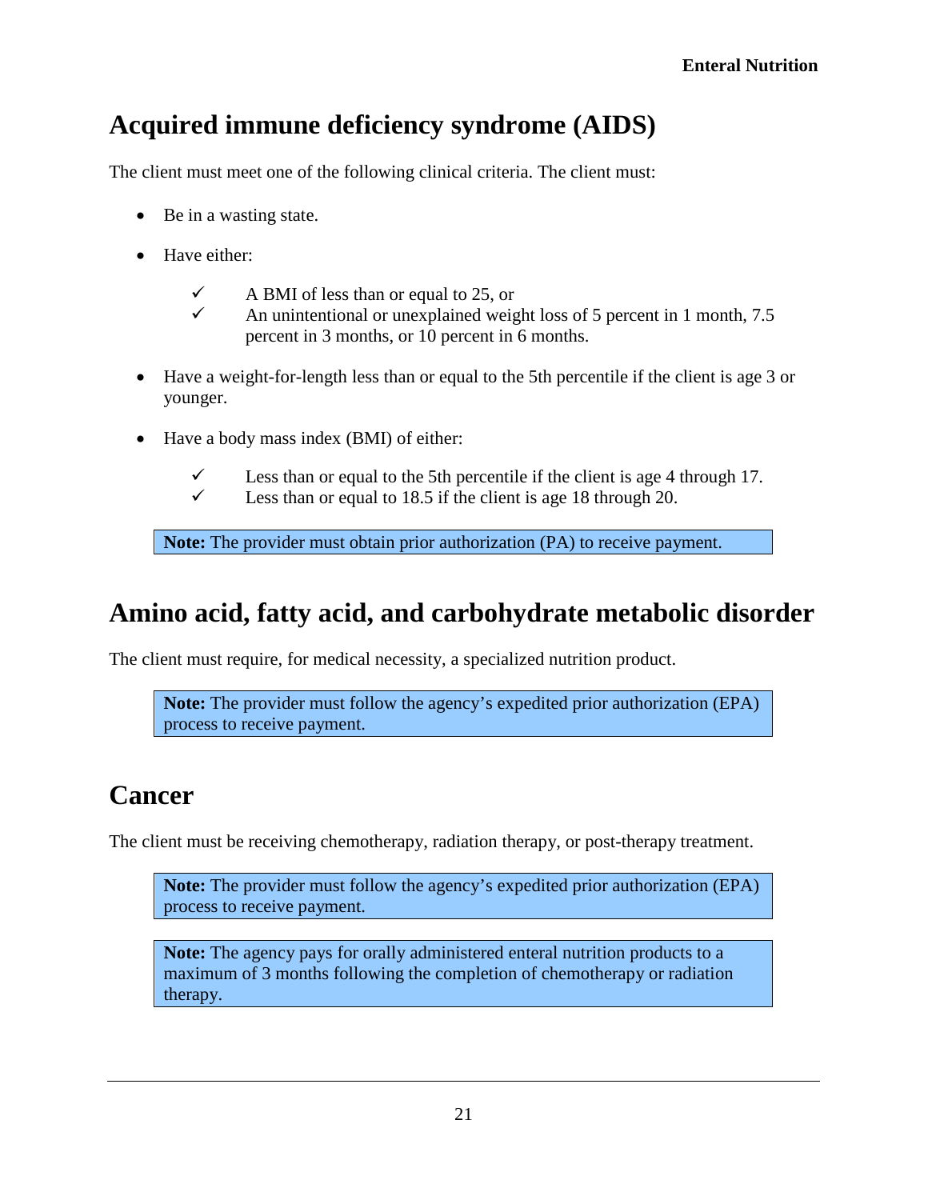# Acquired immune deficiency syndrome (AIDS)

The client must meet one of the following clinical criteria. The client must:

- Be in a wasting state.
- Have either:
  - ✓ A BMI of less than or equal to 25, or
  - ✓ An unintentional or unexplained weight loss of 5 percent in 1 month, 7.5 percent in 3 months, or 10 percent in 6 months.
- Have a weight-for-length less than or equal to the 5th percentile if the client is age 3 or younger.
- Have a body mass index (BMI) of either:
  - ✓ Less than or equal to the 5th percentile if the client is age 4 through 17.
  - ✓ Less than or equal to 18.5 if the client is age 18 through 20.

> **Note:** The provider must obtain prior authorization (PA) to receive payment.

# Amino acid, fatty acid, and carbohydrate metabolic disorder

The client must require, for medical necessity, a specialized nutrition product.

> **Note:** The provider must follow the agency's expedited prior authorization (EPA) process to receive payment.

# Cancer

The client must be receiving chemotherapy, radiation therapy, or post-therapy treatment.

> **Note:** The provider must follow the agency's expedited prior authorization (EPA) process to receive payment.

> **Note:** The agency pays for orally administered enteral nutrition products to a maximum of 3 months following the completion of chemotherapy or radiation therapy.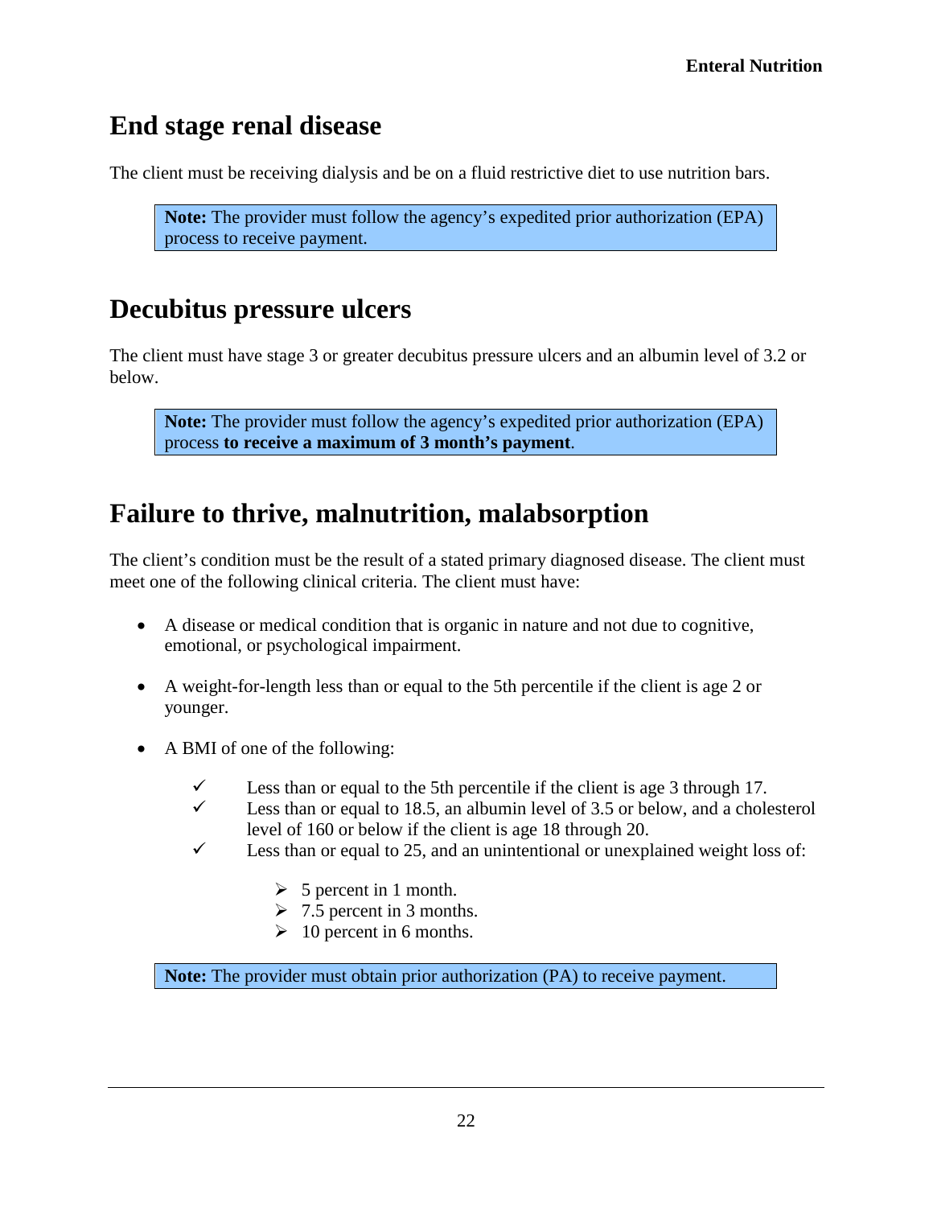# End stage renal disease

The client must be receiving dialysis and be on a fluid restrictive diet to use nutrition bars.

> **Note:** The provider must follow the agency's expedited prior authorization (EPA) process to receive payment.

# Decubitus pressure ulcers

The client must have stage 3 or greater decubitus pressure ulcers and an albumin level of 3.2 or below.

> **Note:** The provider must follow the agency's expedited prior authorization (EPA) process **to receive a maximum of 3 month's payment**.

# Failure to thrive, malnutrition, malabsorption

The client's condition must be the result of a stated primary diagnosed disease. The client must meet one of the following clinical criteria. The client must have:

- A disease or medical condition that is organic in nature and not due to cognitive, emotional, or psychological impairment.
- A weight-for-length less than or equal to the 5th percentile if the client is age 2 or younger.
- A BMI of one of the following:
  - ✓ Less than or equal to the 5th percentile if the client is age 3 through 17.
  - ✓ Less than or equal to 18.5, an albumin level of 3.5 or below, and a cholesterol level of 160 or below if the client is age 18 through 20.
  - ✓ Less than or equal to 25, and an unintentional or unexplained weight loss of:
    - 5 percent in 1 month.
    - 7.5 percent in 3 months.
    - 10 percent in 6 months.

> **Note:** The provider must obtain prior authorization (PA) to receive payment.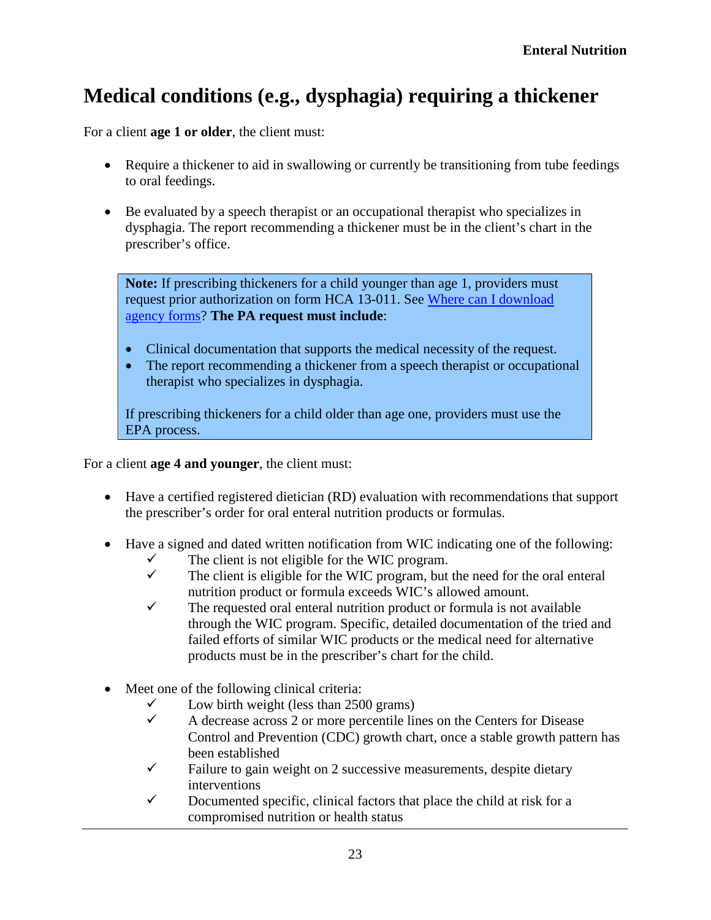# Medical conditions (e.g., dysphagia) requiring a thickener

For a client **age 1 or older**, the client must:

- Require a thickener to aid in swallowing or currently be transitioning from tube feedings to oral feedings.
- Be evaluated by a speech therapist or an occupational therapist who specializes in dysphagia. The report recommending a thickener must be in the client's chart in the prescriber's office.

> **Note:** If prescribing thickeners for a child younger than age 1, providers must request prior authorization on form HCA 13-011. See [Where can I download agency forms](#)? **The PA request must include**:
>
> - Clinical documentation that supports the medical necessity of the request.
> - The report recommending a thickener from a speech therapist or occupational therapist who specializes in dysphagia.
>
> If prescribing thickeners for a child older than age one, providers must use the EPA process.

For a client **age 4 and younger**, the client must:

- Have a certified registered dietician (RD) evaluation with recommendations that support the prescriber's order for oral enteral nutrition products or formulas.
- Have a signed and dated written notification from WIC indicating one of the following:
  - ✓ The client is not eligible for the WIC program.
  - ✓ The client is eligible for the WIC program, but the need for the oral enteral nutrition product or formula exceeds WIC's allowed amount.
  - ✓ The requested oral enteral nutrition product or formula is not available through the WIC program. Specific, detailed documentation of the tried and failed efforts of similar WIC products or the medical need for alternative products must be in the prescriber's chart for the child.
- Meet one of the following clinical criteria:
  - ✓ Low birth weight (less than 2500 grams)
  - ✓ A decrease across 2 or more percentile lines on the Centers for Disease Control and Prevention (CDC) growth chart, once a stable growth pattern has been established
  - ✓ Failure to gain weight on 2 successive measurements, despite dietary interventions
  - ✓ Documented specific, clinical factors that place the child at risk for a compromised nutrition or health status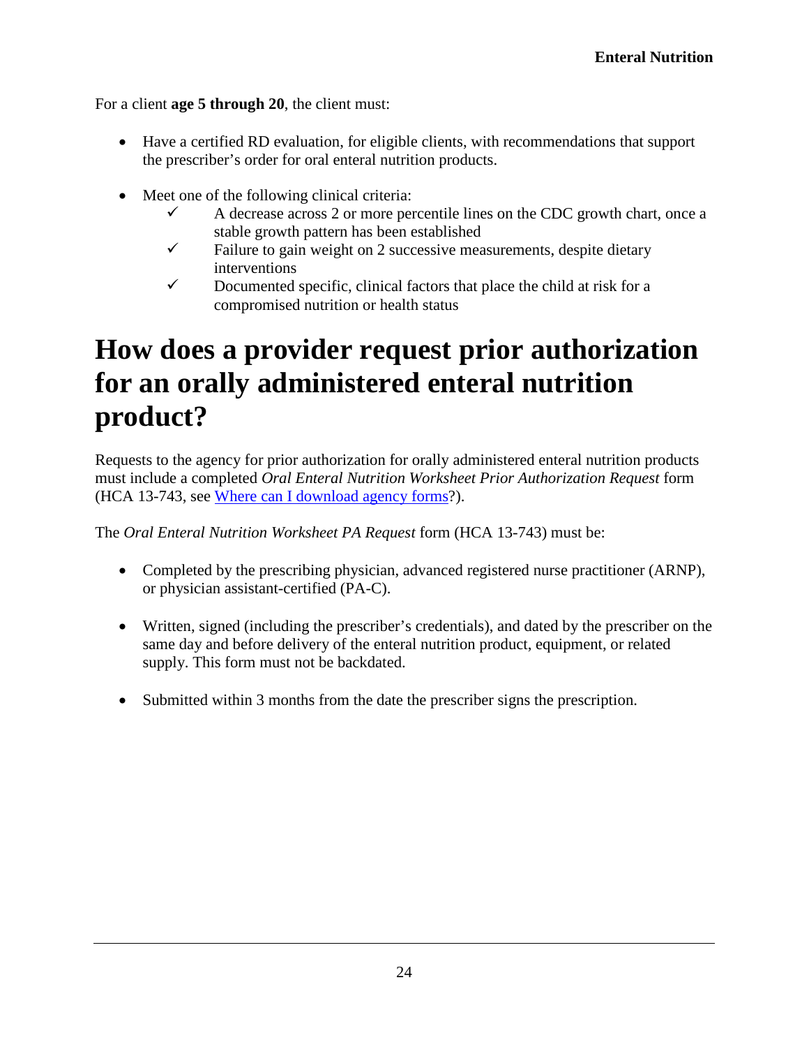For a client **age 5 through 20**, the client must:

- Have a certified RD evaluation, for eligible clients, with recommendations that support the prescriber's order for oral enteral nutrition products.

- Meet one of the following clinical criteria:
  - ✓ A decrease across 2 or more percentile lines on the CDC growth chart, once a stable growth pattern has been established
  - ✓ Failure to gain weight on 2 successive measurements, despite dietary interventions
  - ✓ Documented specific, clinical factors that place the child at risk for a compromised nutrition or health status

# How does a provider request prior authorization for an orally administered enteral nutrition product?

Requests to the agency for prior authorization for orally administered enteral nutrition products must include a completed *Oral Enteral Nutrition Worksheet Prior Authorization Request* form (HCA 13-743, see Where can I download agency forms?).

The *Oral Enteral Nutrition Worksheet PA Request* form (HCA 13-743) must be:

- Completed by the prescribing physician, advanced registered nurse practitioner (ARNP), or physician assistant-certified (PA-C).

- Written, signed (including the prescriber's credentials), and dated by the prescriber on the same day and before delivery of the enteral nutrition product, equipment, or related supply. This form must not be backdated.

- Submitted within 3 months from the date the prescriber signs the prescription.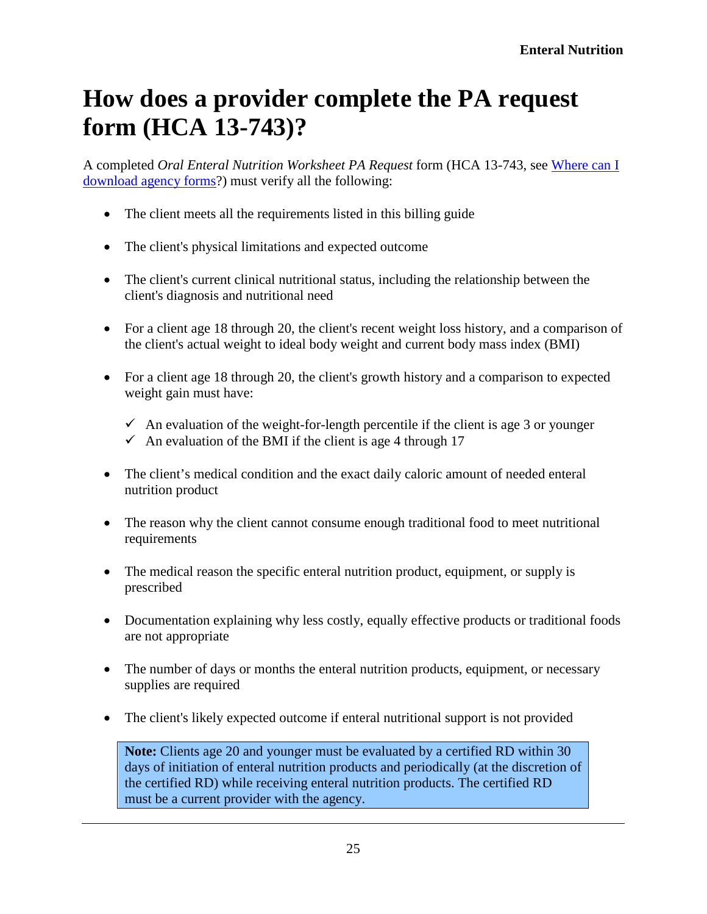# How does a provider complete the PA request form (HCA 13-743)?

A completed *Oral Enteral Nutrition Worksheet PA Request* form (HCA 13-743, see [Where can I download agency forms]?) must verify all the following:

- The client meets all the requirements listed in this billing guide
- The client's physical limitations and expected outcome
- The client's current clinical nutritional status, including the relationship between the client's diagnosis and nutritional need
- For a client age 18 through 20, the client's recent weight loss history, and a comparison of the client's actual weight to ideal body weight and current body mass index (BMI)
- For a client age 18 through 20, the client's growth history and a comparison to expected weight gain must have:
  - ✓ An evaluation of the weight-for-length percentile if the client is age 3 or younger
  - ✓ An evaluation of the BMI if the client is age 4 through 17
- The client's medical condition and the exact daily caloric amount of needed enteral nutrition product
- The reason why the client cannot consume enough traditional food to meet nutritional requirements
- The medical reason the specific enteral nutrition product, equipment, or supply is prescribed
- Documentation explaining why less costly, equally effective products or traditional foods are not appropriate
- The number of days or months the enteral nutrition products, equipment, or necessary supplies are required
- The client's likely expected outcome if enteral nutritional support is not provided

> **Note:** Clients age 20 and younger must be evaluated by a certified RD within 30 days of initiation of enteral nutrition products and periodically (at the discretion of the certified RD) while receiving enteral nutrition products. The certified RD must be a current provider with the agency.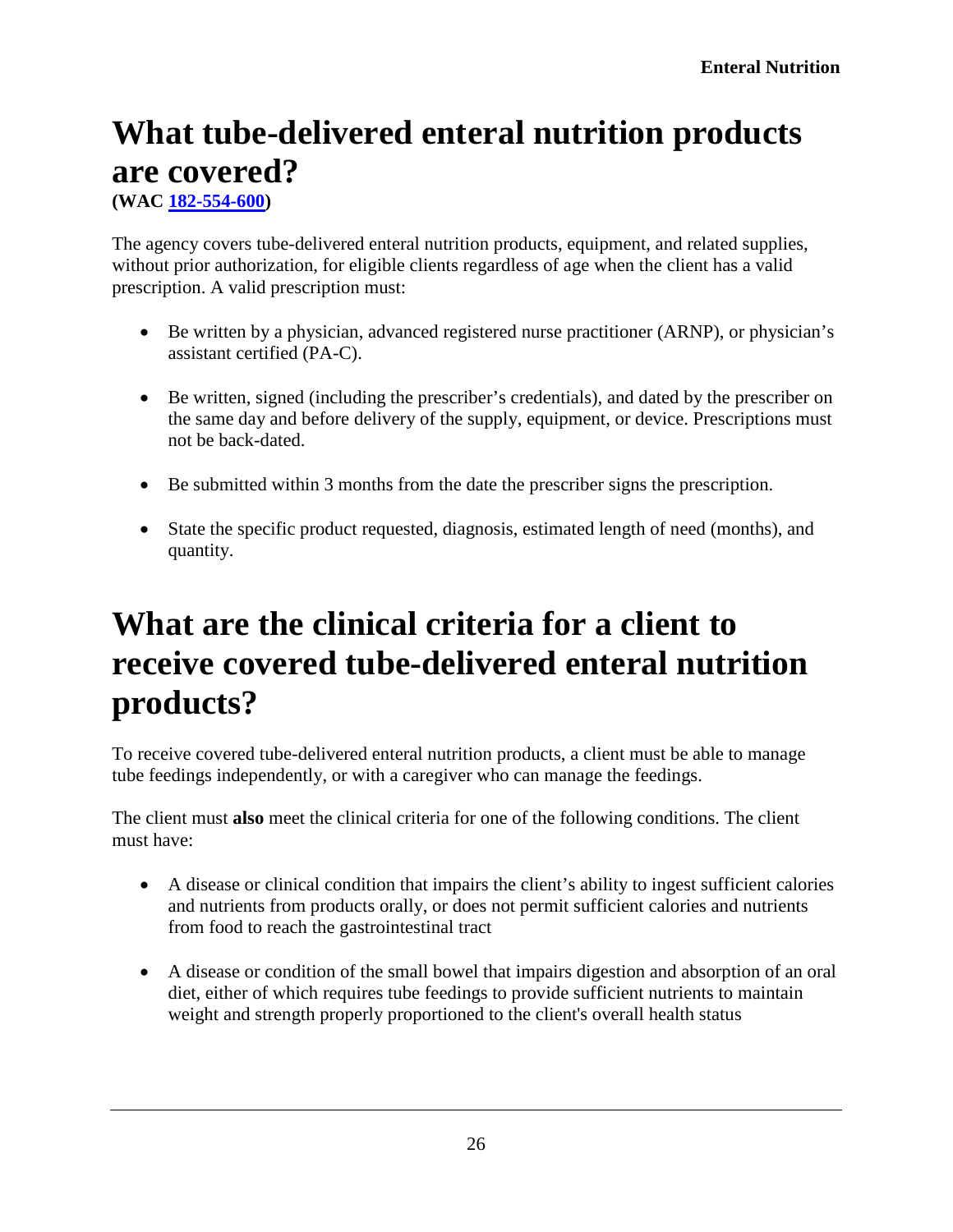# What tube-delivered enteral nutrition products are covered?

**(WAC [182-554-600](#))**

The agency covers tube-delivered enteral nutrition products, equipment, and related supplies, without prior authorization, for eligible clients regardless of age when the client has a valid prescription. A valid prescription must:

- Be written by a physician, advanced registered nurse practitioner (ARNP), or physician's assistant certified (PA-C).
- Be written, signed (including the prescriber's credentials), and dated by the prescriber on the same day and before delivery of the supply, equipment, or device. Prescriptions must not be back-dated.
- Be submitted within 3 months from the date the prescriber signs the prescription.
- State the specific product requested, diagnosis, estimated length of need (months), and quantity.

# What are the clinical criteria for a client to receive covered tube-delivered enteral nutrition products?

To receive covered tube-delivered enteral nutrition products, a client must be able to manage tube feedings independently, or with a caregiver who can manage the feedings.

The client must **also** meet the clinical criteria for one of the following conditions. The client must have:

- A disease or clinical condition that impairs the client's ability to ingest sufficient calories and nutrients from products orally, or does not permit sufficient calories and nutrients from food to reach the gastrointestinal tract
- A disease or condition of the small bowel that impairs digestion and absorption of an oral diet, either of which requires tube feedings to provide sufficient nutrients to maintain weight and strength properly proportioned to the client's overall health status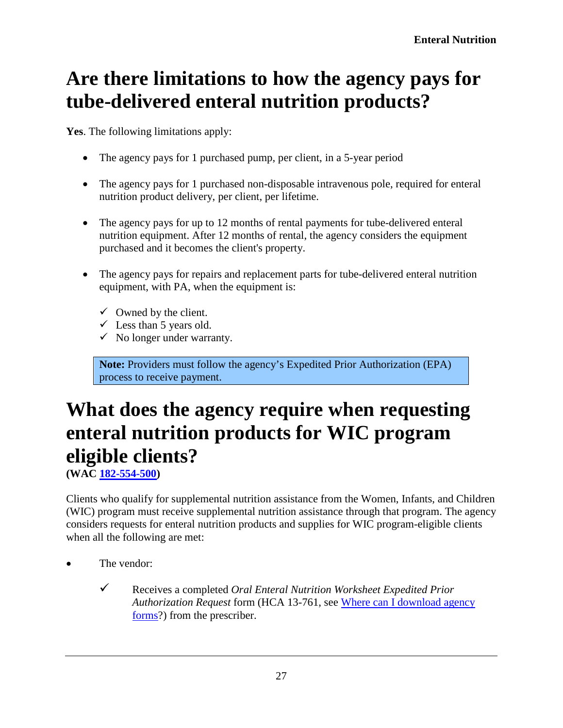## Are there limitations to how the agency pays for tube-delivered enteral nutrition products?

**Yes**. The following limitations apply:

- The agency pays for 1 purchased pump, per client, in a 5-year period
- The agency pays for 1 purchased non-disposable intravenous pole, required for enteral nutrition product delivery, per client, per lifetime.
- The agency pays for up to 12 months of rental payments for tube-delivered enteral nutrition equipment. After 12 months of rental, the agency considers the equipment purchased and it becomes the client's property.
- The agency pays for repairs and replacement parts for tube-delivered enteral nutrition equipment, with PA, when the equipment is:
  - ✓ Owned by the client.
  - ✓ Less than 5 years old.
  - ✓ No longer under warranty.

> **Note:** Providers must follow the agency's Expedited Prior Authorization (EPA) process to receive payment.

## What does the agency require when requesting enteral nutrition products for WIC program eligible clients?

**(WAC [182-554-500](182-554-500))**

Clients who qualify for supplemental nutrition assistance from the Women, Infants, and Children (WIC) program must receive supplemental nutrition assistance through that program. The agency considers requests for enteral nutrition products and supplies for WIC program-eligible clients when all the following are met:

- The vendor:
  - ✓ Receives a completed *Oral Enteral Nutrition Worksheet Expedited Prior Authorization Request* form (HCA 13-761, see [Where can I download agency forms](Where can I download agency forms)?) from the prescriber.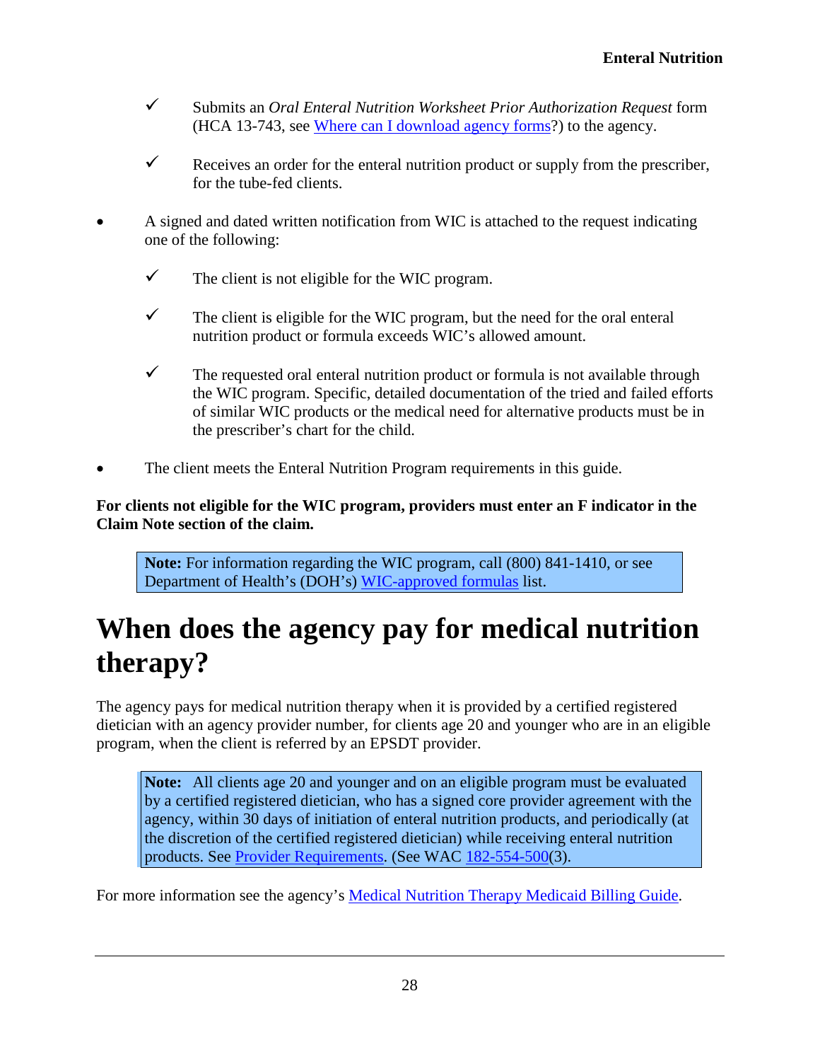- ✓ Submits an *Oral Enteral Nutrition Worksheet Prior Authorization Request* form (HCA 13-743, see Where can I download agency forms?) to the agency.

- ✓ Receives an order for the enteral nutrition product or supply from the prescriber, for the tube-fed clients.

- A signed and dated written notification from WIC is attached to the request indicating one of the following:

  - ✓ The client is not eligible for the WIC program.

  - ✓ The client is eligible for the WIC program, but the need for the oral enteral nutrition product or formula exceeds WIC's allowed amount.

  - ✓ The requested oral enteral nutrition product or formula is not available through the WIC program. Specific, detailed documentation of the tried and failed efforts of similar WIC products or the medical need for alternative products must be in the prescriber's chart for the child.

- The client meets the Enteral Nutrition Program requirements in this guide.

**For clients not eligible for the WIC program, providers must enter an F indicator in the Claim Note section of the claim.**

> **Note:** For information regarding the WIC program, call (800) 841-1410, or see Department of Health's (DOH's) WIC-approved formulas list.

# When does the agency pay for medical nutrition therapy?

The agency pays for medical nutrition therapy when it is provided by a certified registered dietician with an agency provider number, for clients age 20 and younger who are in an eligible program, when the client is referred by an EPSDT provider.

> **Note:** All clients age 20 and younger and on an eligible program must be evaluated by a certified registered dietician, who has a signed core provider agreement with the agency, within 30 days of initiation of enteral nutrition products, and periodically (at the discretion of the certified registered dietician) while receiving enteral nutrition products. See Provider Requirements. (See WAC 182-554-500(3).

For more information see the agency's Medical Nutrition Therapy Medicaid Billing Guide.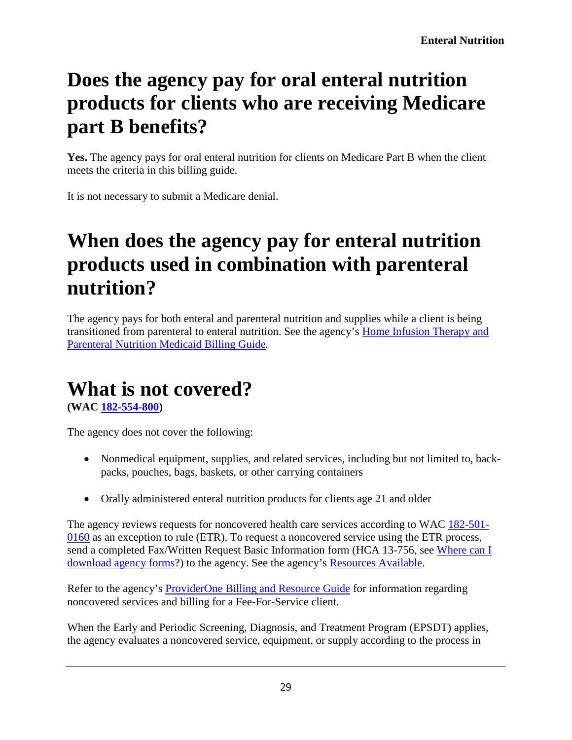# Does the agency pay for oral enteral nutrition products for clients who are receiving Medicare part B benefits?

**Yes.** The agency pays for oral enteral nutrition for clients on Medicare Part B when the client meets the criteria in this billing guide.

It is not necessary to submit a Medicare denial.

# When does the agency pay for enteral nutrition products used in combination with parenteral nutrition?

The agency pays for both enteral and parenteral nutrition and supplies while a client is being transitioned from parenteral to enteral nutrition. See the agency's Home Infusion Therapy and Parenteral Nutrition Medicaid Billing Guide.

# What is not covered?

**(WAC 182-554-800)**

The agency does not cover the following:

- Nonmedical equipment, supplies, and related services, including but not limited to, back-packs, pouches, bags, baskets, or other carrying containers
- Orally administered enteral nutrition products for clients age 21 and older

The agency reviews requests for noncovered health care services according to WAC 182-501-0160 as an exception to rule (ETR). To request a noncovered service using the ETR process, send a completed Fax/Written Request Basic Information form (HCA 13-756, see Where can I download agency forms?) to the agency. See the agency's Resources Available.

Refer to the agency's ProviderOne Billing and Resource Guide for information regarding noncovered services and billing for a Fee-For-Service client.

When the Early and Periodic Screening, Diagnosis, and Treatment Program (EPSDT) applies, the agency evaluates a noncovered service, equipment, or supply according to the process in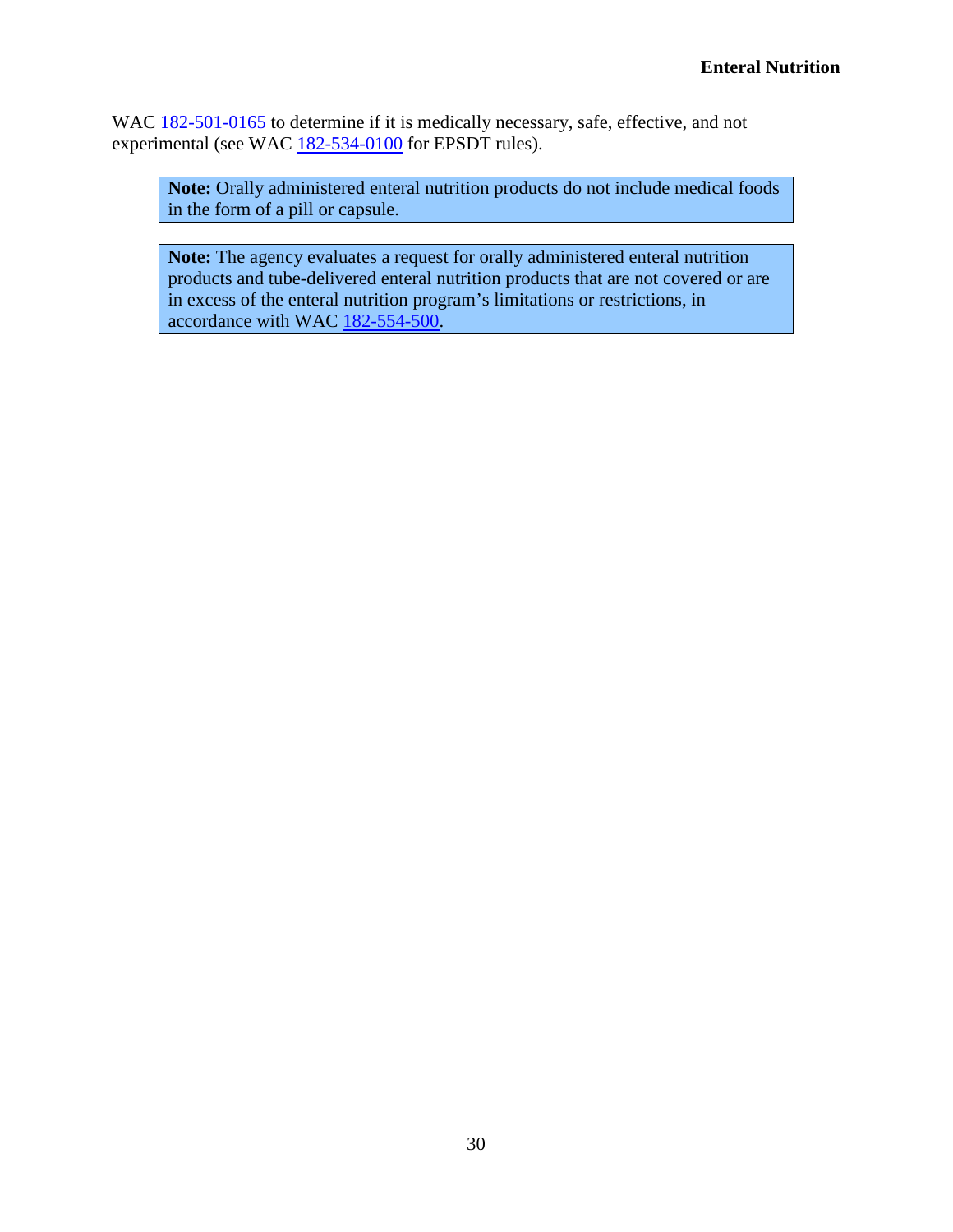WAC 182-501-0165 to determine if it is medically necessary, safe, effective, and not experimental (see WAC 182-534-0100 for EPSDT rules).

> **Note:** Orally administered enteral nutrition products do not include medical foods in the form of a pill or capsule.

> **Note:** The agency evaluates a request for orally administered enteral nutrition products and tube-delivered enteral nutrition products that are not covered or are in excess of the enteral nutrition program's limitations or restrictions, in accordance with WAC 182-554-500.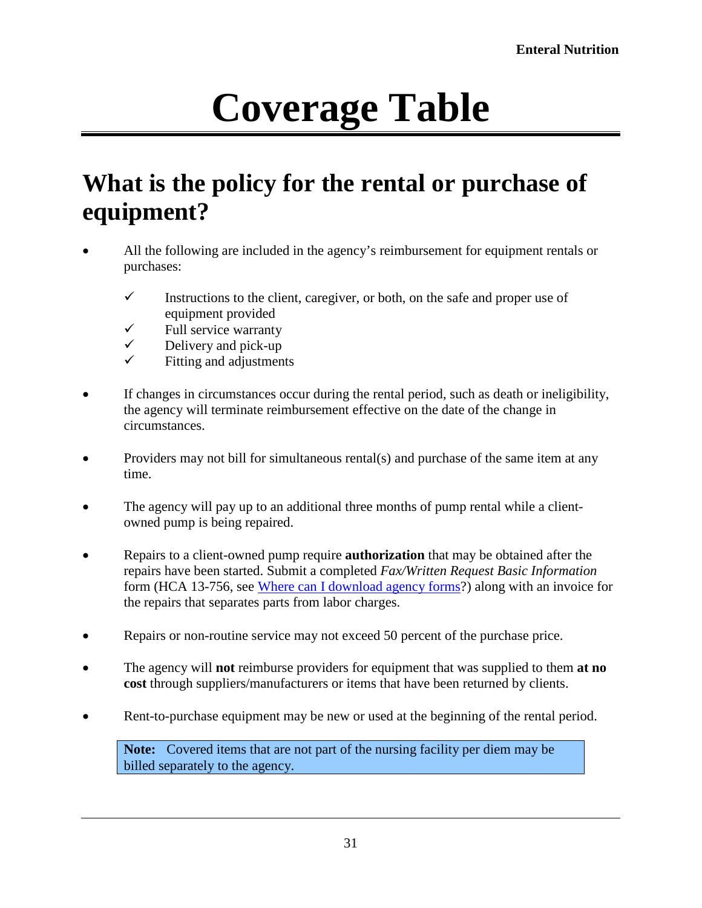# Coverage Table

## What is the policy for the rental or purchase of equipment?

- All the following are included in the agency's reimbursement for equipment rentals or purchases:
  - ✓ Instructions to the client, caregiver, or both, on the safe and proper use of equipment provided
  - ✓ Full service warranty
  - ✓ Delivery and pick-up
  - ✓ Fitting and adjustments

- If changes in circumstances occur during the rental period, such as death or ineligibility, the agency will terminate reimbursement effective on the date of the change in circumstances.

- Providers may not bill for simultaneous rental(s) and purchase of the same item at any time.

- The agency will pay up to an additional three months of pump rental while a client-owned pump is being repaired.

- Repairs to a client-owned pump require **authorization** that may be obtained after the repairs have been started. Submit a completed *Fax/Written Request Basic Information* form (HCA 13-756, see Where can I download agency forms?) along with an invoice for the repairs that separates parts from labor charges.

- Repairs or non-routine service may not exceed 50 percent of the purchase price.

- The agency will **not** reimburse providers for equipment that was supplied to them **at no cost** through suppliers/manufacturers or items that have been returned by clients.

- Rent-to-purchase equipment may be new or used at the beginning of the rental period.

> **Note:** Covered items that are not part of the nursing facility per diem may be billed separately to the agency.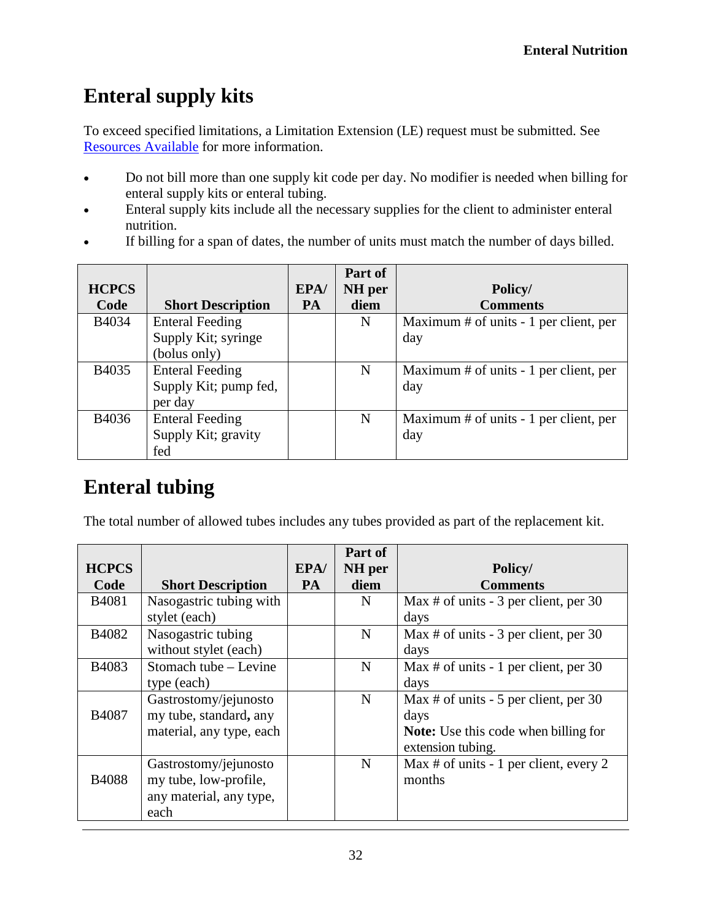## Enteral supply kits

To exceed specified limitations, a Limitation Extension (LE) request must be submitted. See Resources Available for more information.

- Do not bill more than one supply kit code per day. No modifier is needed when billing for enteral supply kits or enteral tubing.
- Enteral supply kits include all the necessary supplies for the client to administer enteral nutrition.
- If billing for a span of dates, the number of units must match the number of days billed.

| HCPCS Code | Short Description | EPA/ PA | Part of NH per diem | Policy/ Comments |
|---|---|---|---|---|
| B4034 | Enteral Feeding Supply Kit; syringe (bolus only) | | N | Maximum # of units - 1 per client, per day |
| B4035 | Enteral Feeding Supply Kit; pump fed, per day | | N | Maximum # of units - 1 per client, per day |
| B4036 | Enteral Feeding Supply Kit; gravity fed | | N | Maximum # of units - 1 per client, per day |

## Enteral tubing

The total number of allowed tubes includes any tubes provided as part of the replacement kit.

| HCPCS Code | Short Description | EPA/ PA | Part of NH per diem | Policy/ Comments |
|---|---|---|---|---|
| B4081 | Nasogastric tubing with stylet (each) | | N | Max # of units - 3 per client, per 30 days |
| B4082 | Nasogastric tubing without stylet (each) | | N | Max # of units - 3 per client, per 30 days |
| B4083 | Stomach tube – Levine type (each) | | N | Max # of units - 1 per client, per 30 days |
| B4087 | Gastrostomy/jejunostomy tube, standard, any material, any type, each | | N | Max # of units - 5 per client, per 30 days<br>**Note:** Use this code when billing for extension tubing. |
| B4088 | Gastrostomy/jejunostomy tube, low-profile, any material, any type, each | | N | Max # of units - 1 per client, every 2 months |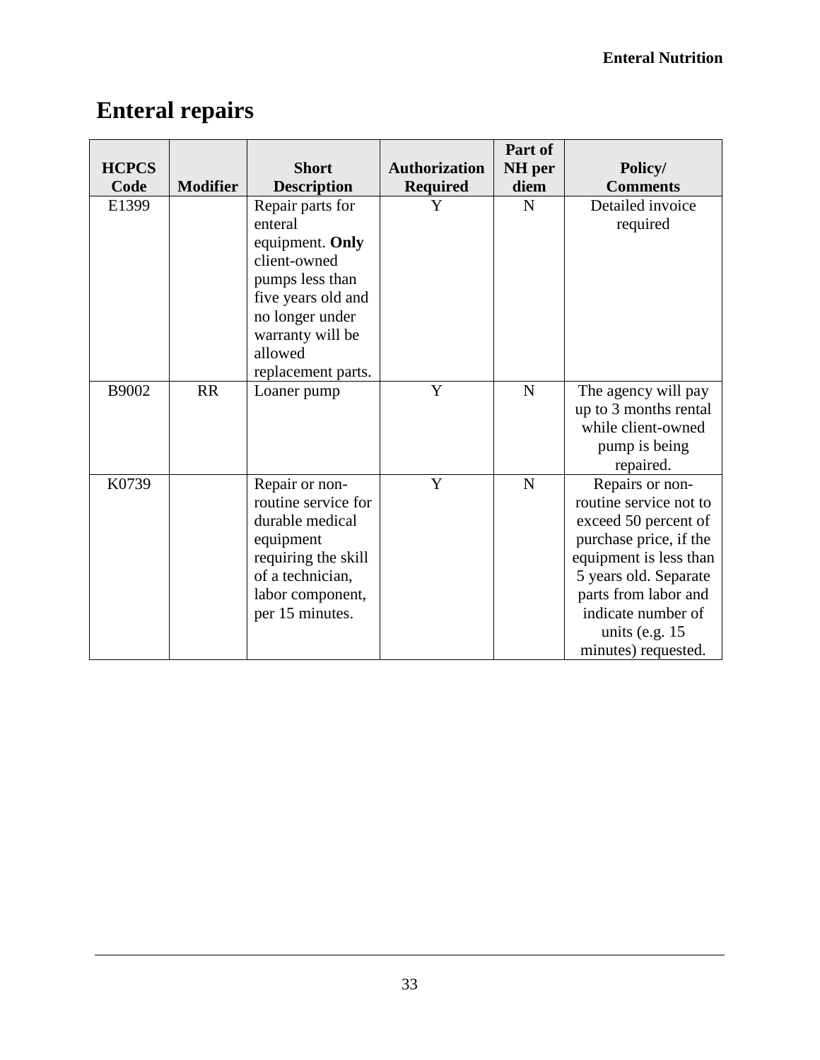# Enteral repairs

| HCPCS Code | Modifier | Short Description | Authorization Required | Part of NH per diem | Policy/ Comments |
|---|---|---|---|---|---|
| E1399 | | Repair parts for enteral equipment. **Only** client-owned pumps less than five years old and no longer under warranty will be allowed replacement parts. | Y | N | Detailed invoice required |
| B9002 | RR | Loaner pump | Y | N | The agency will pay up to 3 months rental while client-owned pump is being repaired. |
| K0739 | | Repair or non-routine service for durable medical equipment requiring the skill of a technician, labor component, per 15 minutes. | Y | N | Repairs or non-routine service not to exceed 50 percent of purchase price, if the equipment is less than 5 years old. Separate parts from labor and indicate number of units (e.g. 15 minutes) requested. |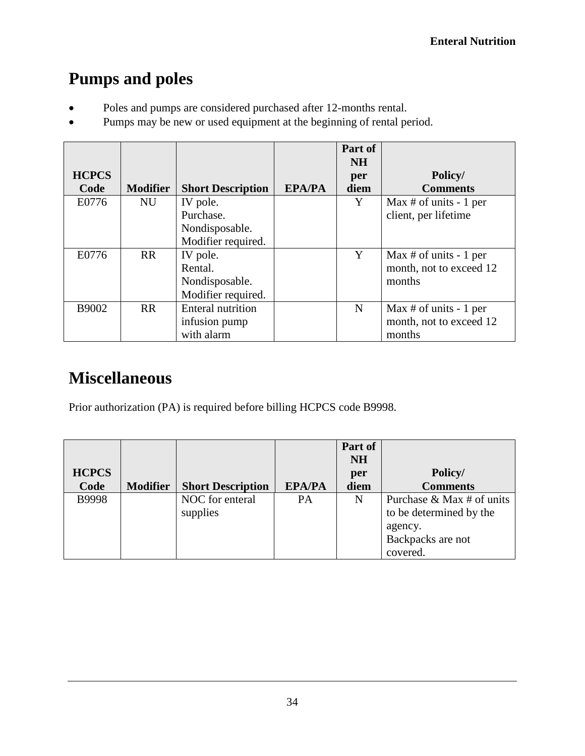# Pumps and poles

- Poles and pumps are considered purchased after 12-months rental.
- Pumps may be new or used equipment at the beginning of rental period.

| HCPCS Code | Modifier | Short Description | EPA/PA | Part of NH per diem | Policy/ Comments |
|---|---|---|---|---|---|
| E0776 | NU | IV pole. Purchase. Nondisposable. Modifier required. | | Y | Max # of units - 1 per client, per lifetime |
| E0776 | RR | IV pole. Rental. Nondisposable. Modifier required. | | Y | Max # of units - 1 per month, not to exceed 12 months |
| B9002 | RR | Enteral nutrition infusion pump with alarm | | N | Max # of units - 1 per month, not to exceed 12 months |

# Miscellaneous

Prior authorization (PA) is required before billing HCPCS code B9998.

| HCPCS Code | Modifier | Short Description | EPA/PA | Part of NH per diem | Policy/ Comments |
|---|---|---|---|---|---|
| B9998 | | NOC for enteral supplies | PA | N | Purchase & Max # of units to be determined by the agency. Backpacks are not covered. |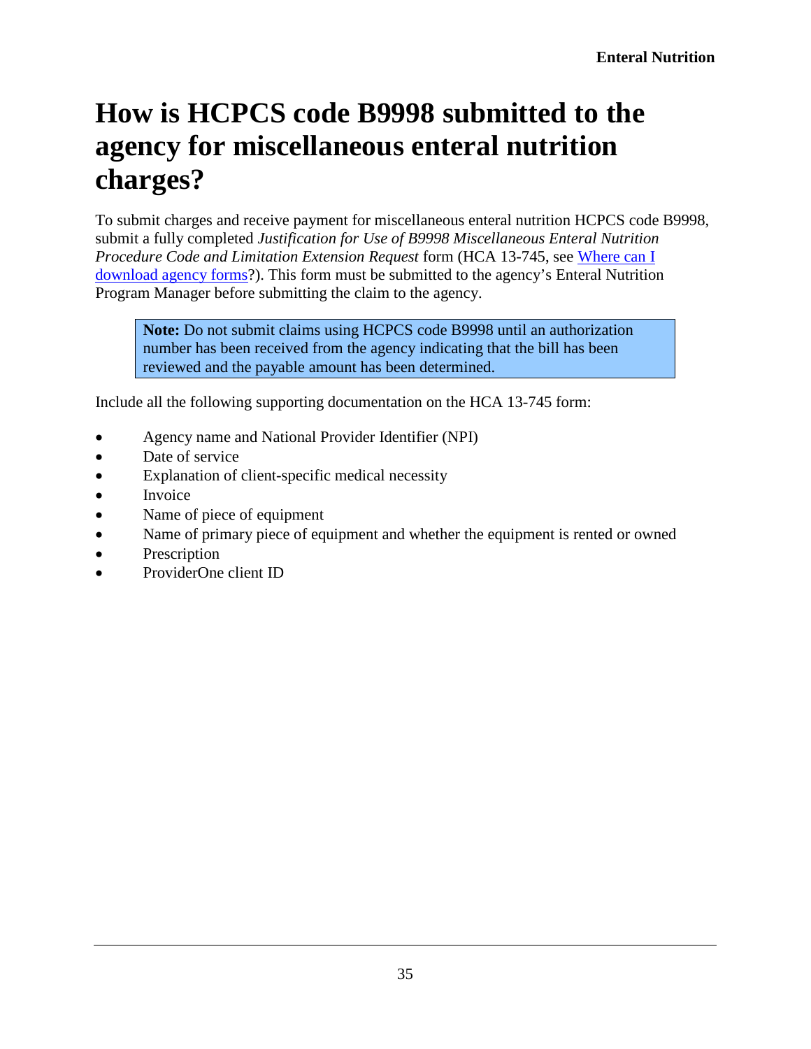# How is HCPCS code B9998 submitted to the agency for miscellaneous enteral nutrition charges?

To submit charges and receive payment for miscellaneous enteral nutrition HCPCS code B9998, submit a fully completed *Justification for Use of B9998 Miscellaneous Enteral Nutrition Procedure Code and Limitation Extension Request* form (HCA 13-745, see Where can I download agency forms?). This form must be submitted to the agency's Enteral Nutrition Program Manager before submitting the claim to the agency.

> **Note:** Do not submit claims using HCPCS code B9998 until an authorization number has been received from the agency indicating that the bill has been reviewed and the payable amount has been determined.

Include all the following supporting documentation on the HCA 13-745 form:

- Agency name and National Provider Identifier (NPI)
- Date of service
- Explanation of client-specific medical necessity
- Invoice
- Name of piece of equipment
- Name of primary piece of equipment and whether the equipment is rented or owned
- Prescription
- ProviderOne client ID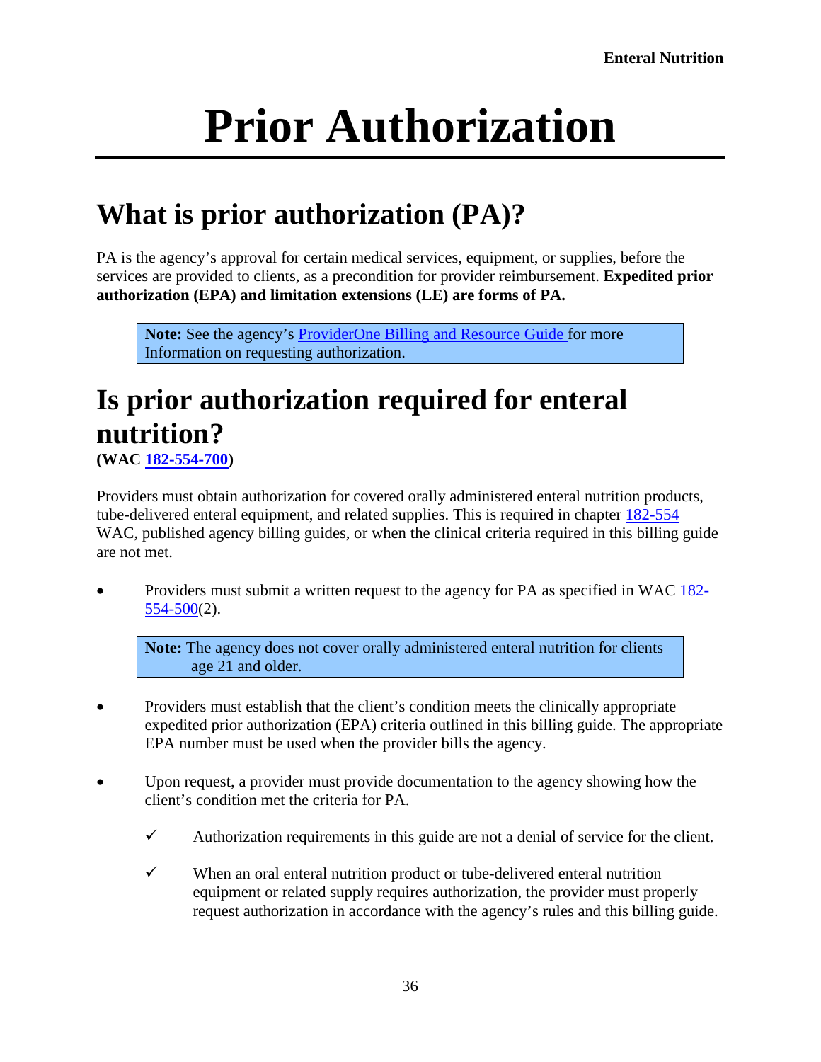# Prior Authorization

## What is prior authorization (PA)?

PA is the agency's approval for certain medical services, equipment, or supplies, before the services are provided to clients, as a precondition for provider reimbursement. **Expedited prior authorization (EPA) and limitation extensions (LE) are forms of PA.**

> **Note:** See the agency's ProviderOne Billing and Resource Guide for more Information on requesting authorization.

## Is prior authorization required for enteral nutrition?

**(WAC 182-554-700)**

Providers must obtain authorization for covered orally administered enteral nutrition products, tube-delivered enteral equipment, and related supplies. This is required in chapter 182-554 WAC, published agency billing guides, or when the clinical criteria required in this billing guide are not met.

- Providers must submit a written request to the agency for PA as specified in WAC 182-554-500(2).

> **Note:** The agency does not cover orally administered enteral nutrition for clients age 21 and older.

- Providers must establish that the client's condition meets the clinically appropriate expedited prior authorization (EPA) criteria outlined in this billing guide. The appropriate EPA number must be used when the provider bills the agency.

- Upon request, a provider must provide documentation to the agency showing how the client's condition met the criteria for PA.

  ✓ Authorization requirements in this guide are not a denial of service for the client.

  ✓ When an oral enteral nutrition product or tube-delivered enteral nutrition equipment or related supply requires authorization, the provider must properly request authorization in accordance with the agency's rules and this billing guide.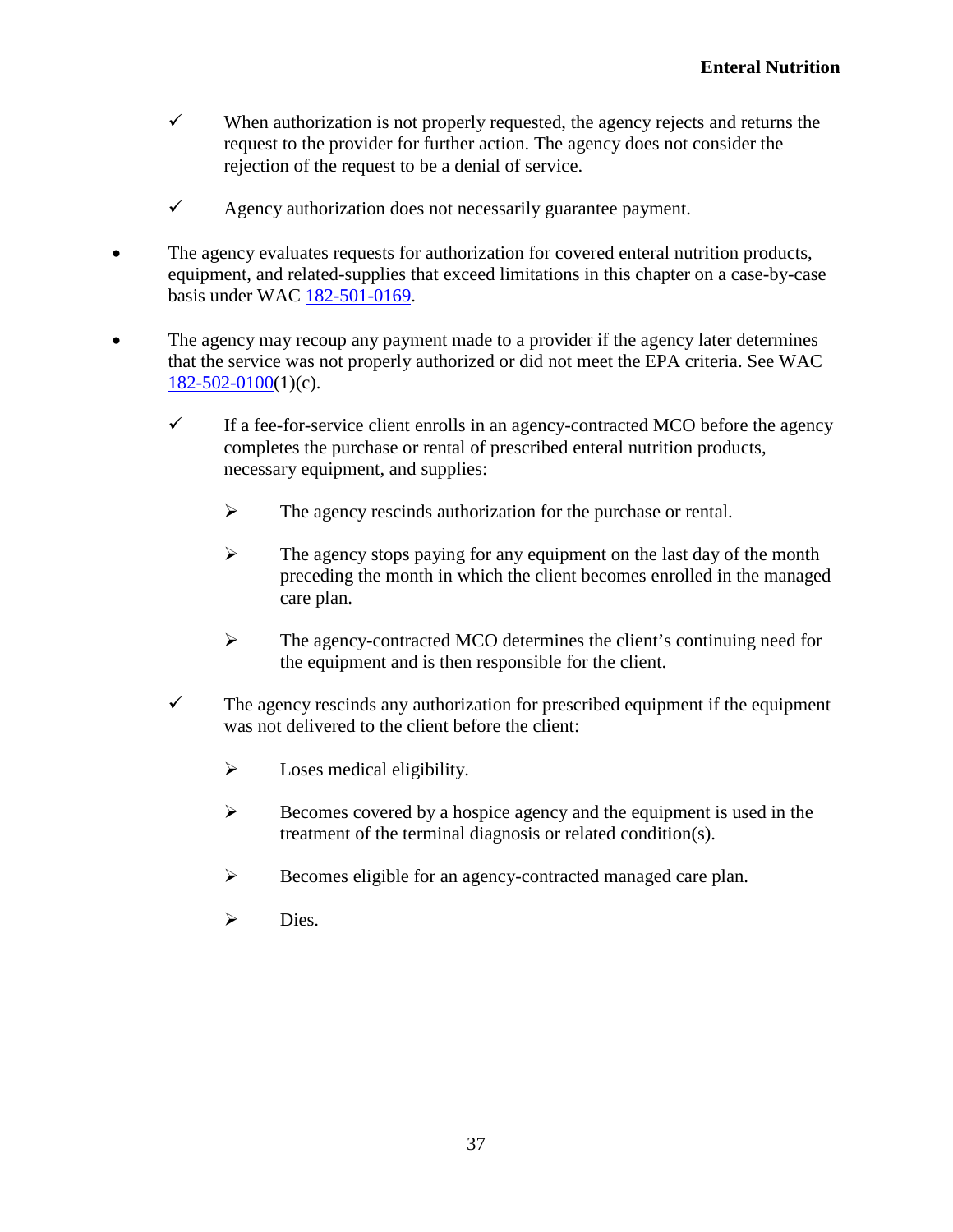- When authorization is not properly requested, the agency rejects and returns the request to the provider for further action. The agency does not consider the rejection of the request to be a denial of service.

- Agency authorization does not necessarily guarantee payment.

- The agency evaluates requests for authorization for covered enteral nutrition products, equipment, and related-supplies that exceed limitations in this chapter on a case-by-case basis under WAC [182-501-0169](#).

- The agency may recoup any payment made to a provider if the agency later determines that the service was not properly authorized or did not meet the EPA criteria. See WAC [182-502-0100](#)(1)(c).

  - If a fee-for-service client enrolls in an agency-contracted MCO before the agency completes the purchase or rental of prescribed enteral nutrition products, necessary equipment, and supplies:

    - The agency rescinds authorization for the purchase or rental.

    - The agency stops paying for any equipment on the last day of the month preceding the month in which the client becomes enrolled in the managed care plan.

    - The agency-contracted MCO determines the client's continuing need for the equipment and is then responsible for the client.

  - The agency rescinds any authorization for prescribed equipment if the equipment was not delivered to the client before the client:

    - Loses medical eligibility.

    - Becomes covered by a hospice agency and the equipment is used in the treatment of the terminal diagnosis or related condition(s).

    - Becomes eligible for an agency-contracted managed care plan.

    - Dies.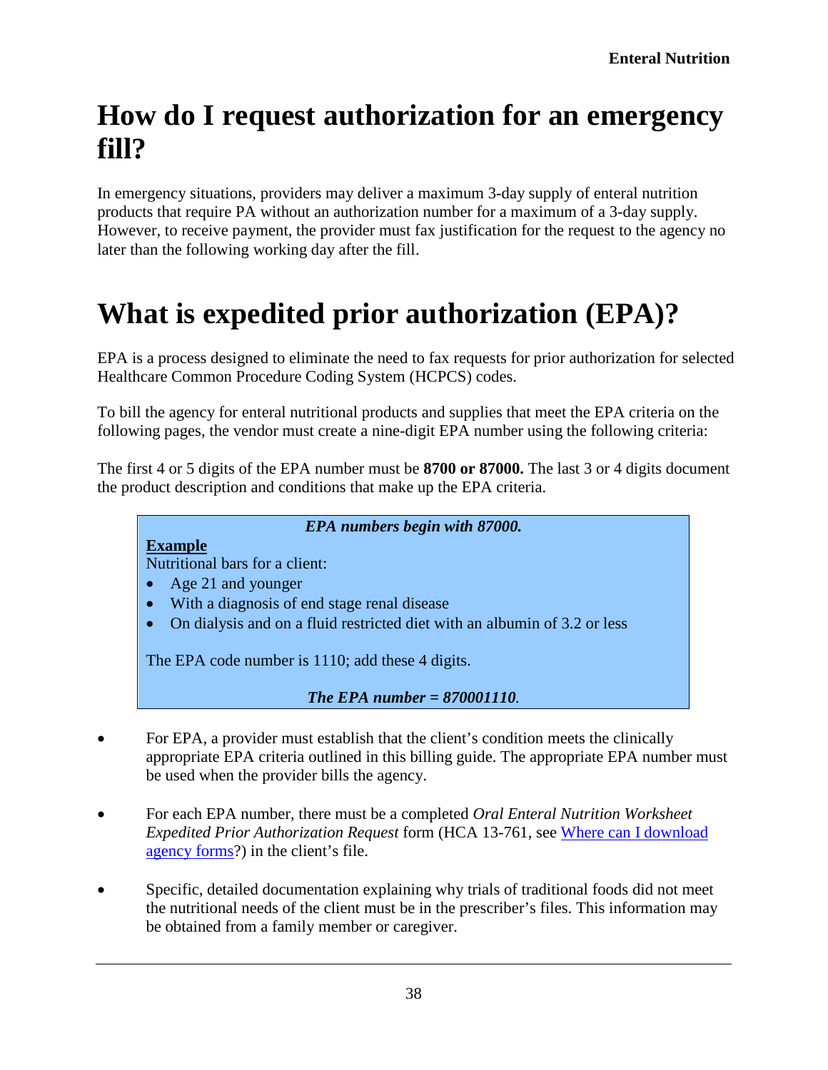# How do I request authorization for an emergency fill?

In emergency situations, providers may deliver a maximum 3-day supply of enteral nutrition products that require PA without an authorization number for a maximum of a 3-day supply. However, to receive payment, the provider must fax justification for the request to the agency no later than the following working day after the fill.

# What is expedited prior authorization (EPA)?

EPA is a process designed to eliminate the need to fax requests for prior authorization for selected Healthcare Common Procedure Coding System (HCPCS) codes.

To bill the agency for enteral nutritional products and supplies that meet the EPA criteria on the following pages, the vendor must create a nine-digit EPA number using the following criteria:

The first 4 or 5 digits of the EPA number must be **8700 or 87000.** The last 3 or 4 digits document the product description and conditions that make up the EPA criteria.

> ***EPA numbers begin with 87000.***
>
> **Example**
>
> Nutritional bars for a client:
>
> - Age 21 and younger
> - With a diagnosis of end stage renal disease
> - On dialysis and on a fluid restricted diet with an albumin of 3.2 or less
>
> The EPA code number is 1110; add these 4 digits.
>
> ***The EPA number = 870001110***.

- For EPA, a provider must establish that the client's condition meets the clinically appropriate EPA criteria outlined in this billing guide. The appropriate EPA number must be used when the provider bills the agency.
- For each EPA number, there must be a completed *Oral Enteral Nutrition Worksheet Expedited Prior Authorization Request* form (HCA 13-761, see [Where can I download agency forms]?) in the client's file.
- Specific, detailed documentation explaining why trials of traditional foods did not meet the nutritional needs of the client must be in the prescriber's files. This information may be obtained from a family member or caregiver.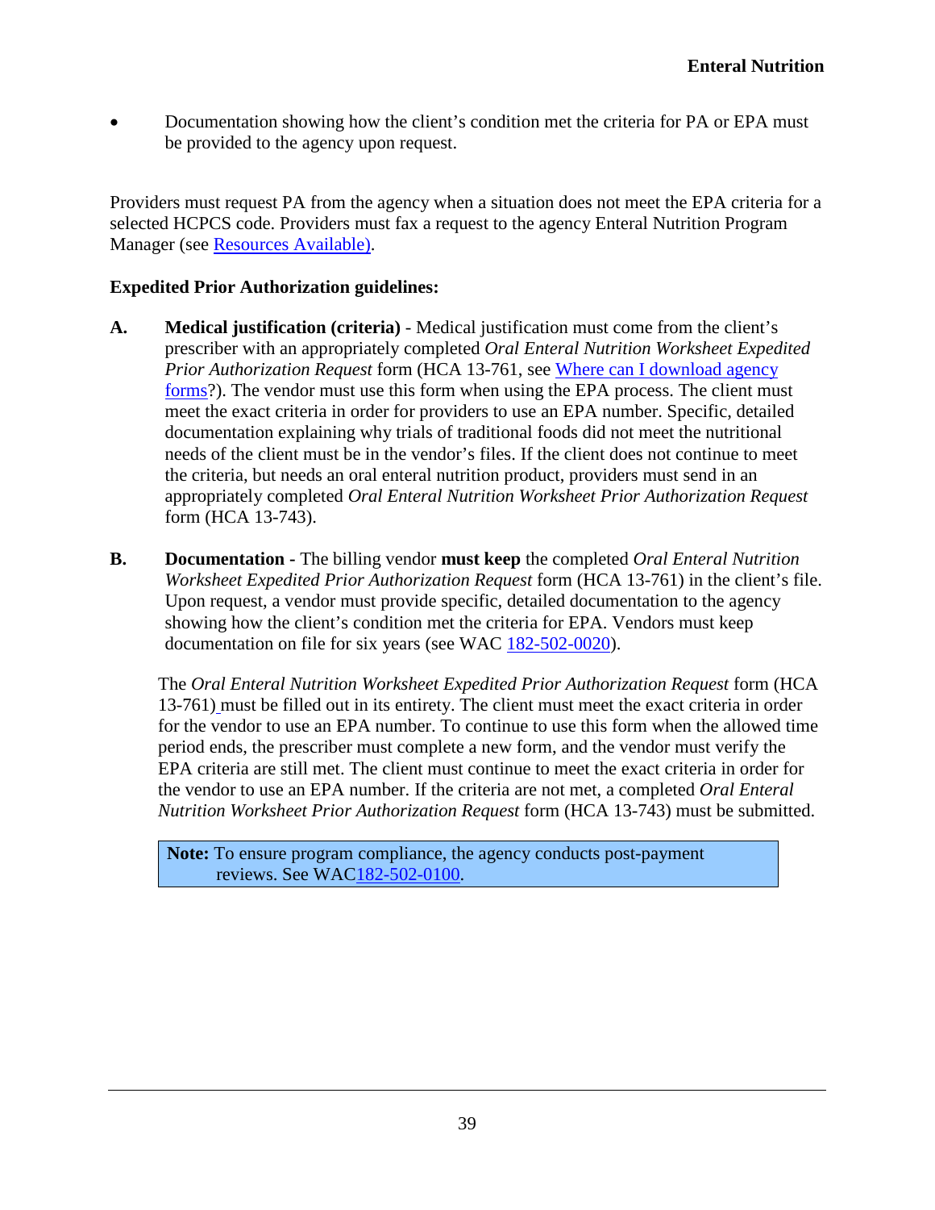- Documentation showing how the client's condition met the criteria for PA or EPA must be provided to the agency upon request.

Providers must request PA from the agency when a situation does not meet the EPA criteria for a selected HCPCS code. Providers must fax a request to the agency Enteral Nutrition Program Manager (see Resources Available).

**Expedited Prior Authorization guidelines:**

**A.** **Medical justification (criteria)** - Medical justification must come from the client's prescriber with an appropriately completed *Oral Enteral Nutrition Worksheet Expedited Prior Authorization Request* form (HCA 13-761, see Where can I download agency forms?). The vendor must use this form when using the EPA process. The client must meet the exact criteria in order for providers to use an EPA number. Specific, detailed documentation explaining why trials of traditional foods did not meet the nutritional needs of the client must be in the vendor's files. If the client does not continue to meet the criteria, but needs an oral enteral nutrition product, providers must send in an appropriately completed *Oral Enteral Nutrition Worksheet Prior Authorization Request* form (HCA 13-743).

**B.** **Documentation -** The billing vendor **must keep** the completed *Oral Enteral Nutrition Worksheet Expedited Prior Authorization Request* form (HCA 13-761) in the client's file. Upon request, a vendor must provide specific, detailed documentation to the agency showing how the client's condition met the criteria for EPA. Vendors must keep documentation on file for six years (see WAC 182-502-0020).

The *Oral Enteral Nutrition Worksheet Expedited Prior Authorization Request* form (HCA 13-761) must be filled out in its entirety. The client must meet the exact criteria in order for the vendor to use an EPA number. To continue to use this form when the allowed time period ends, the prescriber must complete a new form, and the vendor must verify the EPA criteria are still met. The client must continue to meet the exact criteria in order for the vendor to use an EPA number. If the criteria are not met, a completed *Oral Enteral Nutrition Worksheet Prior Authorization Request* form (HCA 13-743) must be submitted.

> **Note:** To ensure program compliance, the agency conducts post-payment reviews. See WAC182-502-0100.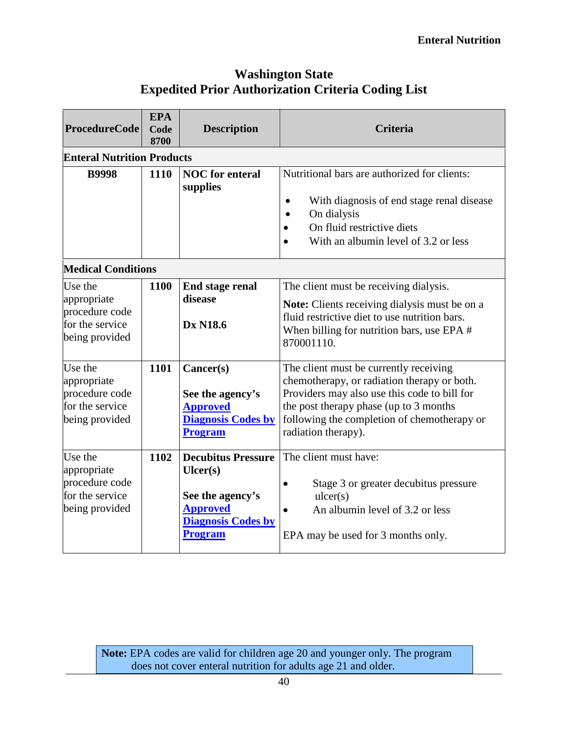# Washington State
# Expedited Prior Authorization Criteria Coding List

| ProcedureCode | EPA Code 8700 | Description | Criteria |
|---|---|---|---|
| **Enteral Nutrition Products** | | | |
| **B9998** | **1110** | **NOC for enteral supplies** | Nutritional bars are authorized for clients: <br>• With diagnosis of end stage renal disease <br>• On dialysis <br>• On fluid restrictive diets <br>• With an albumin level of 3.2 or less |
| **Medical Conditions** | | | |
| Use the appropriate procedure code for the service being provided | **1100** | **End stage renal disease** <br><br> **Dx N18.6** | The client must be receiving dialysis. <br><br> **Note:** Clients receiving dialysis must be on a fluid restrictive diet to use nutrition bars. When billing for nutrition bars, use EPA # 870001110. |
| Use the appropriate procedure code for the service being provided | **1101** | **Cancer(s)** <br><br> **See the agency's Approved Diagnosis Codes by Program** | The client must be currently receiving chemotherapy, or radiation therapy or both. Providers may also use this code to bill for the post therapy phase (up to 3 months following the completion of chemotherapy or radiation therapy). |
| Use the appropriate procedure code for the service being provided | **1102** | **Decubitus Pressure Ulcer(s)** <br><br> **See the agency's Approved Diagnosis Codes by Program** | The client must have: <br>• Stage 3 or greater decubitus pressure ulcer(s) <br>• An albumin level of 3.2 or less <br><br> EPA may be used for 3 months only. |

**Note:** EPA codes are valid for children age 20 and younger only. The program does not cover enteral nutrition for adults age 21 and older.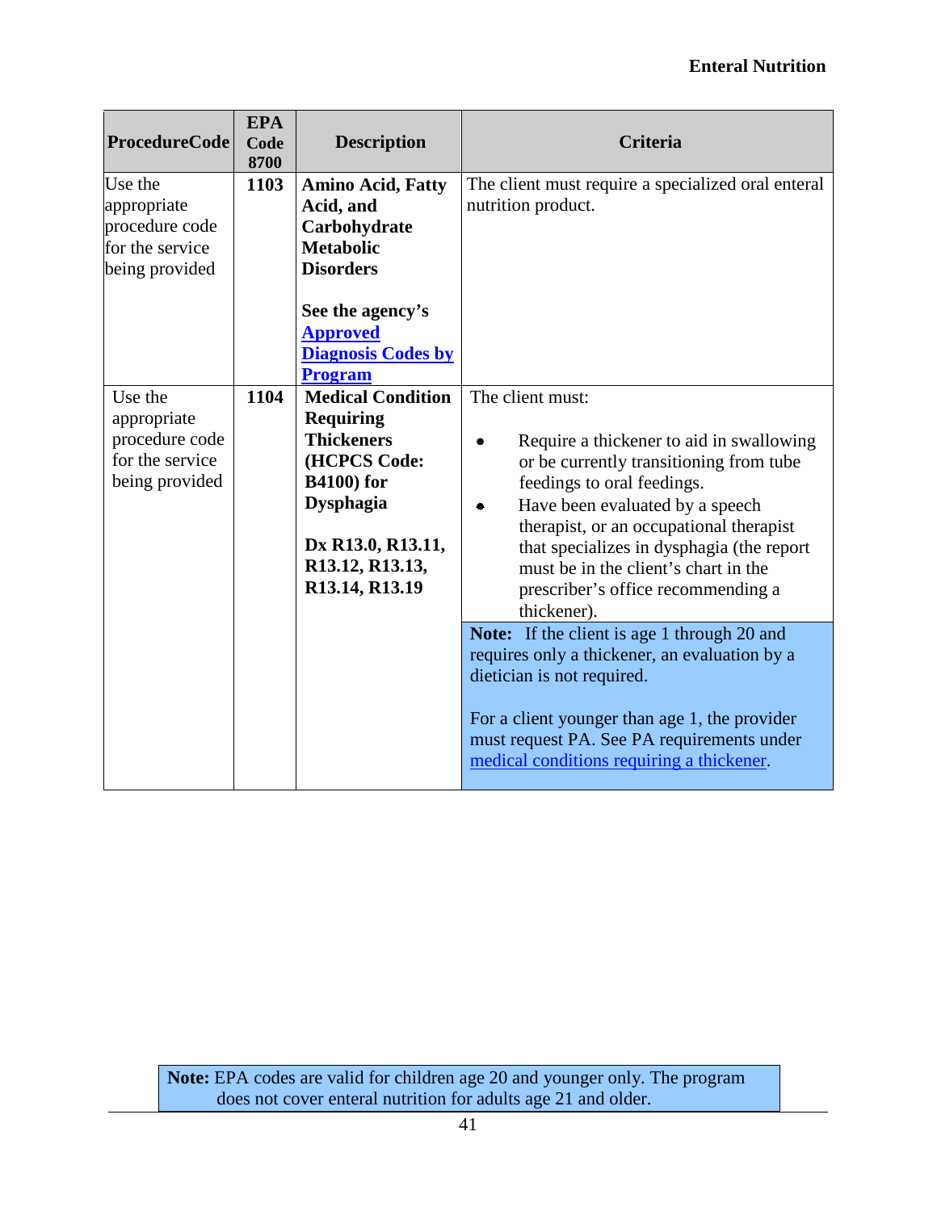| ProcedureCode | EPA Code 8700 | Description | Criteria |
|---|---|---|---|
| Use the appropriate procedure code for the service being provided | **1103** | **Amino Acid, Fatty Acid, and Carbohydrate Metabolic Disorders**<br><br>**See the agency's Approved Diagnosis Codes by Program** | The client must require a specialized oral enteral nutrition product. |
| Use the appropriate procedure code for the service being provided | **1104** | **Medical Condition Requiring Thickeners (HCPCS Code: B4100) for Dysphagia**<br><br>**Dx R13.0, R13.11, R13.12, R13.13, R13.14, R13.19** | The client must:<br><br>• Require a thickener to aid in swallowing or be currently transitioning from tube feedings to oral feedings.<br>• Have been evaluated by a speech therapist, or an occupational therapist that specializes in dysphagia (the report must be in the client's chart in the prescriber's office recommending a thickener).<br><br>**Note:** If the client is age 1 through 20 and requires only a thickener, an evaluation by a dietician is not required.<br><br>For a client younger than age 1, the provider must request PA. See PA requirements under medical conditions requiring a thickener. |

**Note:** EPA codes are valid for children age 20 and younger only. The program does not cover enteral nutrition for adults age 21 and older.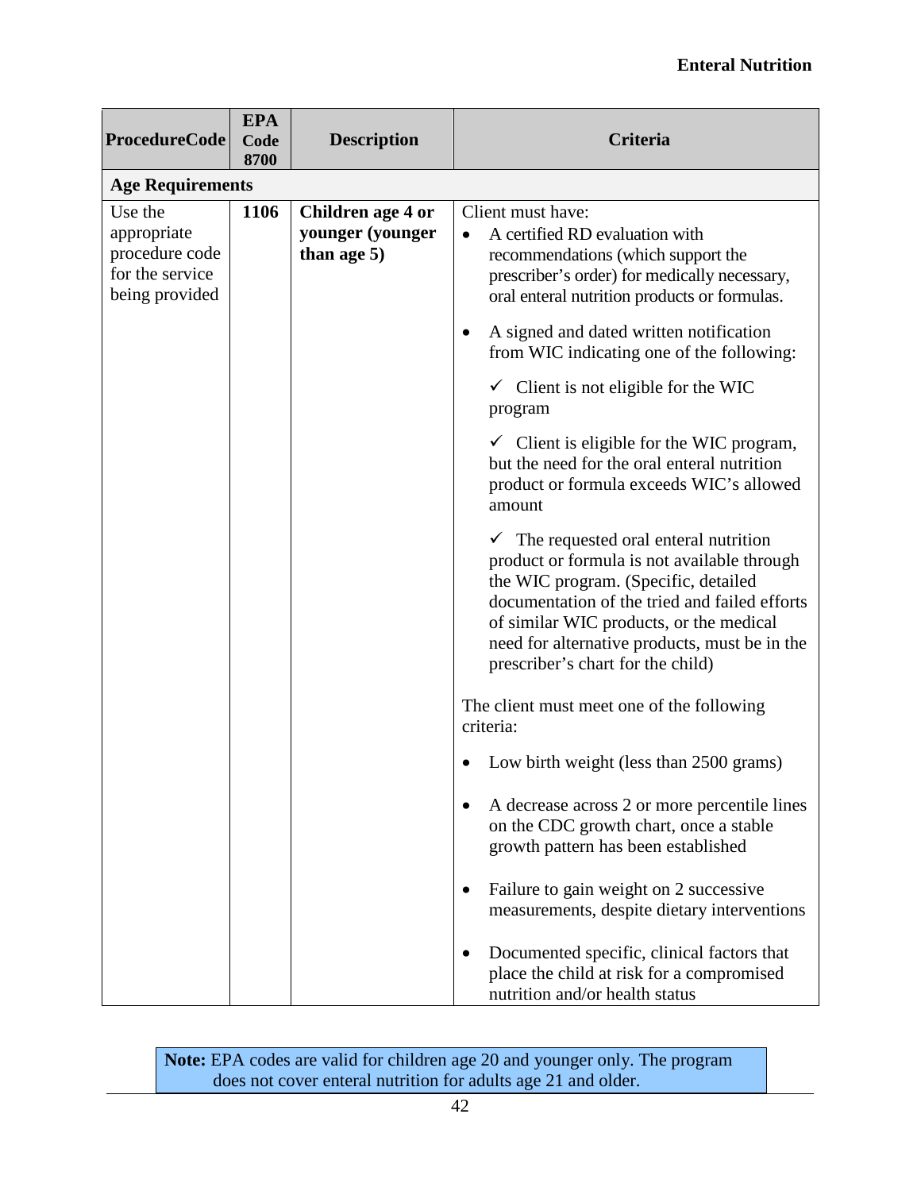| ProcedureCode | EPA Code 8700 | Description | Criteria |
|---|---|---|---|
| **Age Requirements** | | | |
| Use the appropriate procedure code for the service being provided | **1106** | **Children age 4 or younger (younger than age 5)** | Client must have:<br>• A certified RD evaluation with recommendations (which support the prescriber's order) for medically necessary, oral enteral nutrition products or formulas.<br>• A signed and dated written notification from WIC indicating one of the following:<br>✓ Client is not eligible for the WIC program<br>✓ Client is eligible for the WIC program, but the need for the oral enteral nutrition product or formula exceeds WIC's allowed amount<br>✓ The requested oral enteral nutrition product or formula is not available through the WIC program. (Specific, detailed documentation of the tried and failed efforts of similar WIC products, or the medical need for alternative products, must be in the prescriber's chart for the child)<br><br>The client must meet one of the following criteria:<br>• Low birth weight (less than 2500 grams)<br>• A decrease across 2 or more percentile lines on the CDC growth chart, once a stable growth pattern has been established<br>• Failure to gain weight on 2 successive measurements, despite dietary interventions<br>• Documented specific, clinical factors that place the child at risk for a compromised nutrition and/or health status |

**Note:** EPA codes are valid for children age 20 and younger only. The program does not cover enteral nutrition for adults age 21 and older.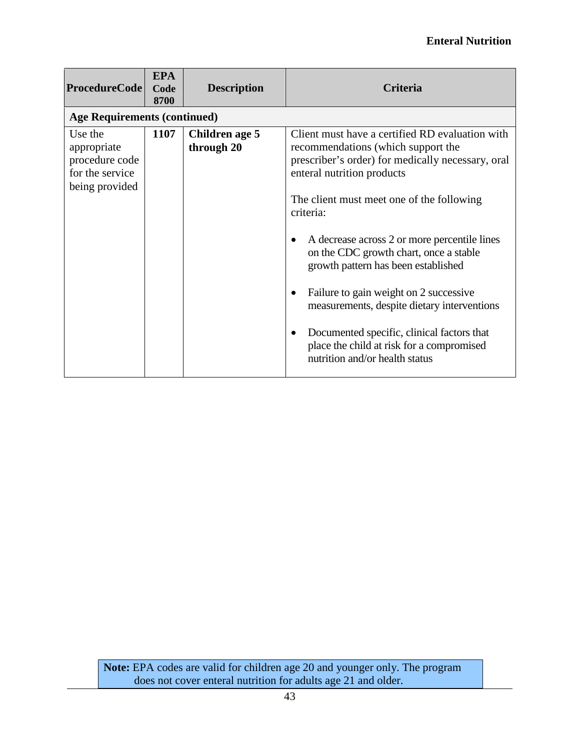| ProcedureCode | EPA Code 8700 | Description | Criteria |
|---|---|---|---|
| **Age Requirements (continued)** | | | |
| Use the appropriate procedure code for the service being provided | **1107** | **Children age 5 through 20** | Client must have a certified RD evaluation with recommendations (which support the prescriber's order) for medically necessary, oral enteral nutrition products<br><br>The client must meet one of the following criteria:<br><br>• A decrease across 2 or more percentile lines on the CDC growth chart, once a stable growth pattern has been established<br><br>• Failure to gain weight on 2 successive measurements, despite dietary interventions<br><br>• Documented specific, clinical factors that place the child at risk for a compromised nutrition and/or health status |

**Note:** EPA codes are valid for children age 20 and younger only. The program does not cover enteral nutrition for adults age 21 and older.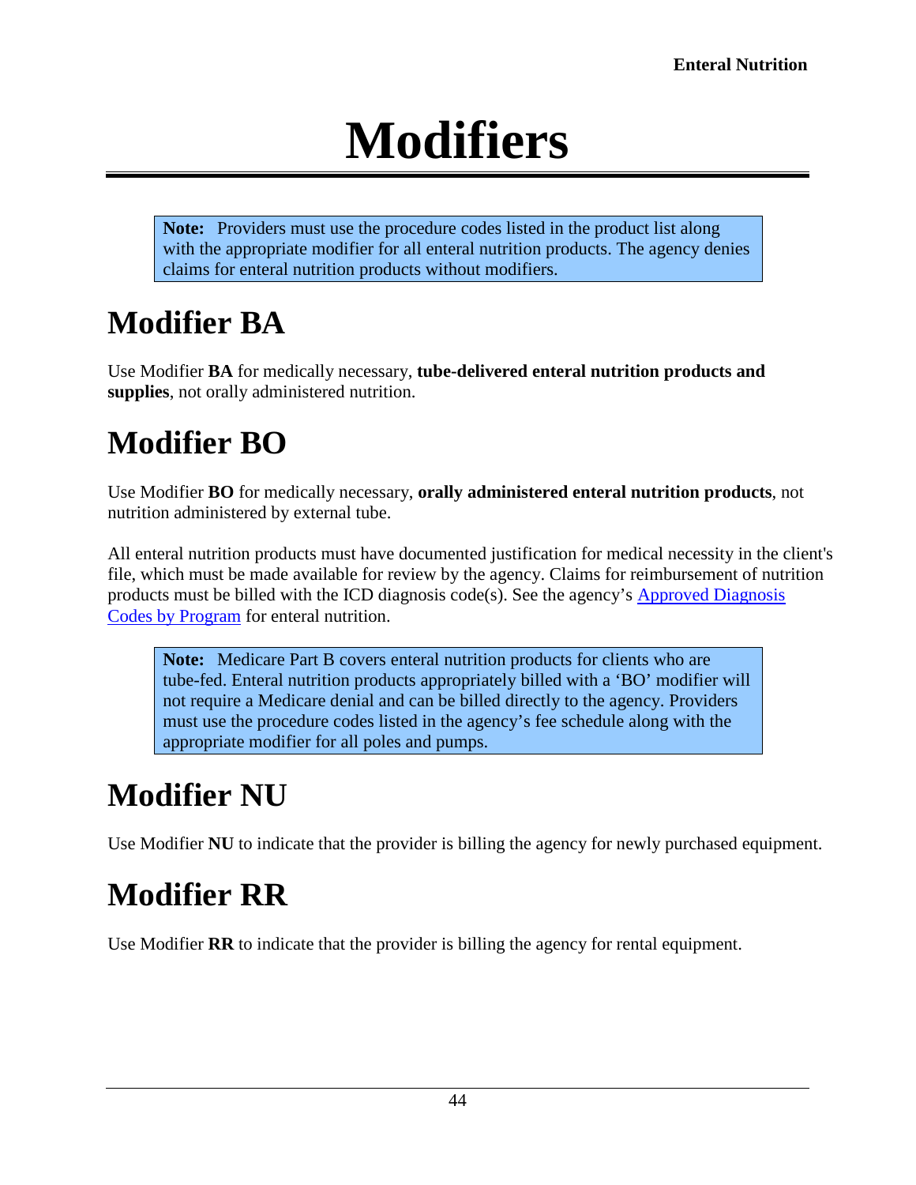# Modifiers

> **Note:** Providers must use the procedure codes listed in the product list along with the appropriate modifier for all enteral nutrition products. The agency denies claims for enteral nutrition products without modifiers.

## Modifier BA

Use Modifier **BA** for medically necessary, **tube-delivered enteral nutrition products and supplies**, not orally administered nutrition.

## Modifier BO

Use Modifier **BO** for medically necessary, **orally administered enteral nutrition products**, not nutrition administered by external tube.

All enteral nutrition products must have documented justification for medical necessity in the client's file, which must be made available for review by the agency. Claims for reimbursement of nutrition products must be billed with the ICD diagnosis code(s). See the agency's [Approved Diagnosis Codes by Program]() for enteral nutrition.

> **Note:** Medicare Part B covers enteral nutrition products for clients who are tube-fed. Enteral nutrition products appropriately billed with a 'BO' modifier will not require a Medicare denial and can be billed directly to the agency. Providers must use the procedure codes listed in the agency's fee schedule along with the appropriate modifier for all poles and pumps.

## Modifier NU

Use Modifier **NU** to indicate that the provider is billing the agency for newly purchased equipment.

## Modifier RR

Use Modifier **RR** to indicate that the provider is billing the agency for rental equipment.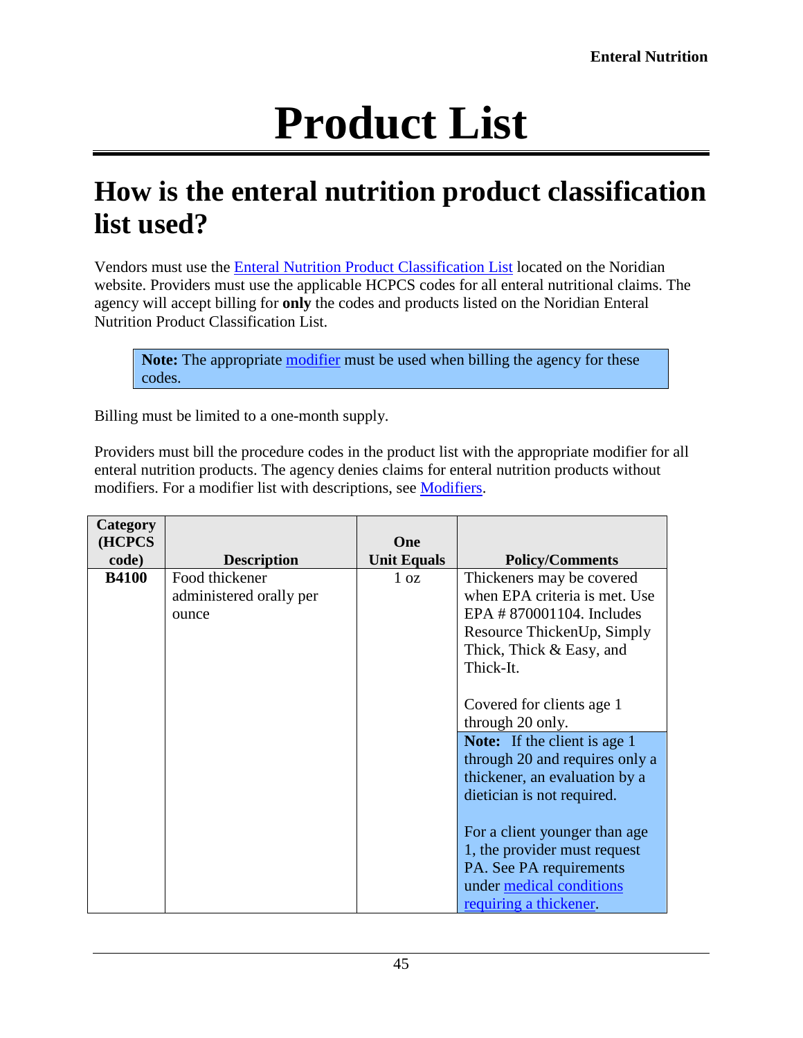# Product List

## How is the enteral nutrition product classification list used?

Vendors must use the Enteral Nutrition Product Classification List located on the Noridian website. Providers must use the applicable HCPCS codes for all enteral nutritional claims. The agency will accept billing for **only** the codes and products listed on the Noridian Enteral Nutrition Product Classification List.

> **Note:** The appropriate modifier must be used when billing the agency for these codes.

Billing must be limited to a one-month supply.

Providers must bill the procedure codes in the product list with the appropriate modifier for all enteral nutrition products. The agency denies claims for enteral nutrition products without modifiers. For a modifier list with descriptions, see Modifiers.

| Category (HCPCS code) | Description | One Unit Equals | Policy/Comments |
|---|---|---|---|
| **B4100** | Food thickener administered orally per ounce | 1 oz | Thickeners may be covered when EPA criteria is met. Use EPA # 870001104. Includes Resource ThickenUp, Simply Thick, Thick & Easy, and Thick-It.<br><br>Covered for clients age 1 through 20 only.<br><br>**Note:** If the client is age 1 through 20 and requires only a thickener, an evaluation by a dietician is not required.<br><br>For a client younger than age 1, the provider must request PA. See PA requirements under medical conditions requiring a thickener. |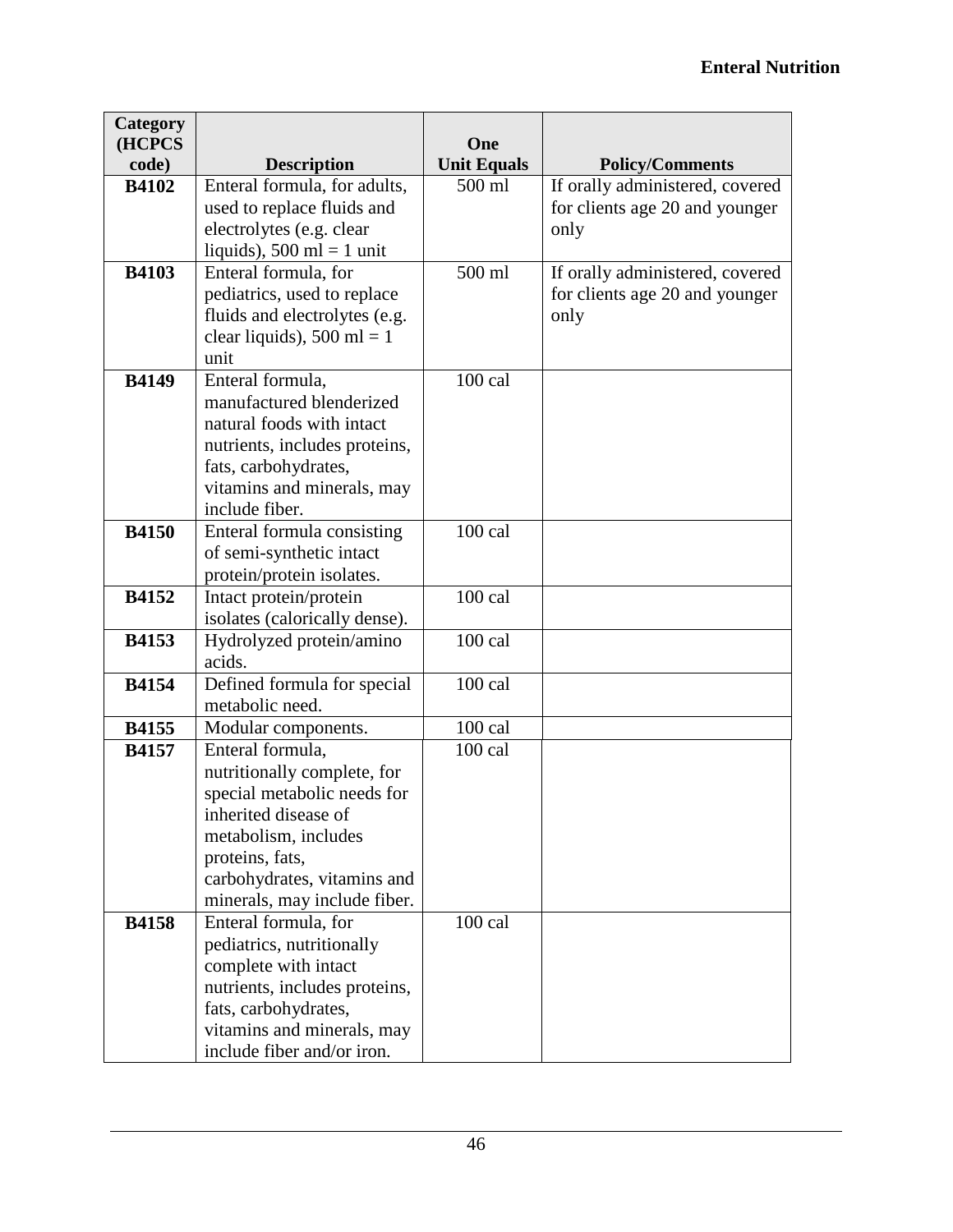| Category (HCPCS code) | Description | One Unit Equals | Policy/Comments |
|---|---|---|---|
| **B4102** | Enteral formula, for adults, used to replace fluids and electrolytes (e.g. clear liquids), 500 ml = 1 unit | 500 ml | If orally administered, covered for clients age 20 and younger only |
| **B4103** | Enteral formula, for pediatrics, used to replace fluids and electrolytes (e.g. clear liquids), 500 ml = 1 unit | 500 ml | If orally administered, covered for clients age 20 and younger only |
| **B4149** | Enteral formula, manufactured blenderized natural foods with intact nutrients, includes proteins, fats, carbohydrates, vitamins and minerals, may include fiber. | 100 cal | |
| **B4150** | Enteral formula consisting of semi-synthetic intact protein/protein isolates. | 100 cal | |
| **B4152** | Intact protein/protein isolates (calorically dense). | 100 cal | |
| **B4153** | Hydrolyzed protein/amino acids. | 100 cal | |
| **B4154** | Defined formula for special metabolic need. | 100 cal | |
| **B4155** | Modular components. | 100 cal | |
| **B4157** | Enteral formula, nutritionally complete, for special metabolic needs for inherited disease of metabolism, includes proteins, fats, carbohydrates, vitamins and minerals, may include fiber. | 100 cal | |
| **B4158** | Enteral formula, for pediatrics, nutritionally complete with intact nutrients, includes proteins, fats, carbohydrates, vitamins and minerals, may include fiber and/or iron. | 100 cal | |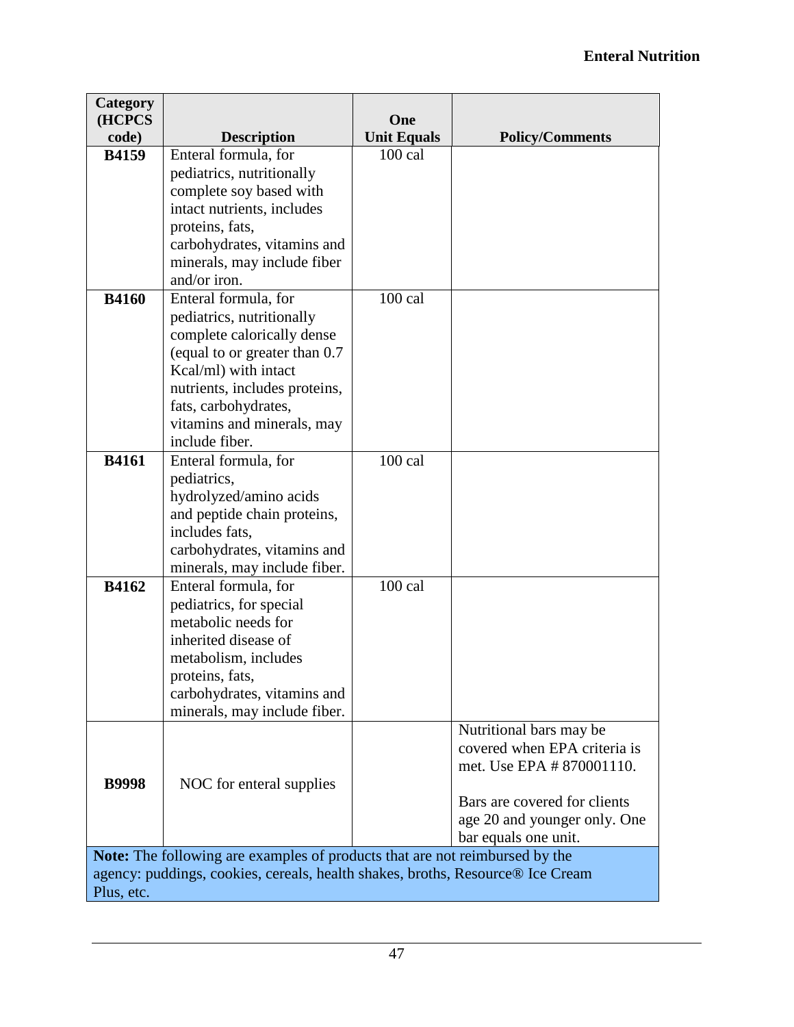| Category (HCPCS code) | Description | One Unit Equals | Policy/Comments |
|---|---|---|---|
| **B4159** | Enteral formula, for pediatrics, nutritionally complete soy based with intact nutrients, includes proteins, fats, carbohydrates, vitamins and minerals, may include fiber and/or iron. | 100 cal | |
| **B4160** | Enteral formula, for pediatrics, nutritionally complete calorically dense (equal to or greater than 0.7 Kcal/ml) with intact nutrients, includes proteins, fats, carbohydrates, vitamins and minerals, may include fiber. | 100 cal | |
| **B4161** | Enteral formula, for pediatrics, hydrolyzed/amino acids and peptide chain proteins, includes fats, carbohydrates, vitamins and minerals, may include fiber. | 100 cal | |
| **B4162** | Enteral formula, for pediatrics, for special metabolic needs for inherited disease of metabolism, includes proteins, fats, carbohydrates, vitamins and minerals, may include fiber. | 100 cal | |
| **B9998** | NOC for enteral supplies | | Nutritional bars may be covered when EPA criteria is met. Use EPA # 870001110.<br><br>Bars are covered for clients age 20 and younger only. One bar equals one unit. |
| **Note:** The following are examples of products that are not reimbursed by the agency: puddings, cookies, cereals, health shakes, broths, Resource® Ice Cream Plus, etc. | | | |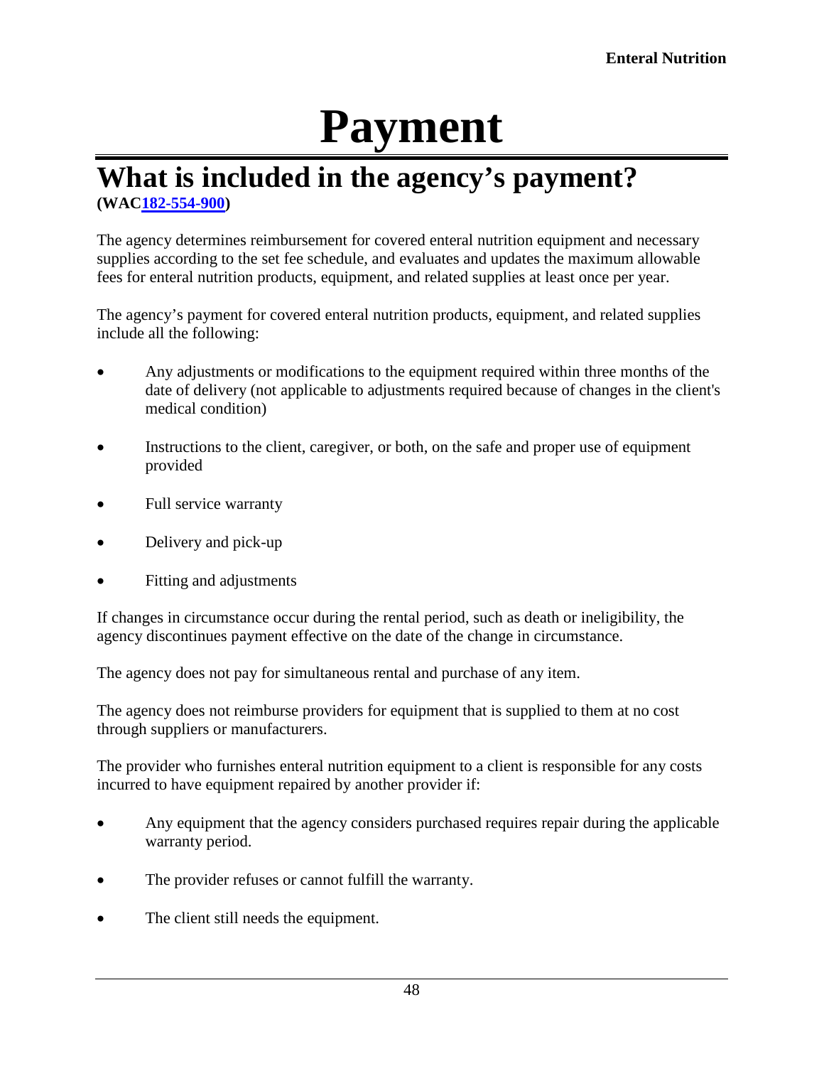# Payment

## What is included in the agency's payment?

**(WAC[182-554-900](182-554-900))**

The agency determines reimbursement for covered enteral nutrition equipment and necessary supplies according to the set fee schedule, and evaluates and updates the maximum allowable fees for enteral nutrition products, equipment, and related supplies at least once per year.

The agency's payment for covered enteral nutrition products, equipment, and related supplies include all the following:

- Any adjustments or modifications to the equipment required within three months of the date of delivery (not applicable to adjustments required because of changes in the client's medical condition)
- Instructions to the client, caregiver, or both, on the safe and proper use of equipment provided
- Full service warranty
- Delivery and pick-up
- Fitting and adjustments

If changes in circumstance occur during the rental period, such as death or ineligibility, the agency discontinues payment effective on the date of the change in circumstance.

The agency does not pay for simultaneous rental and purchase of any item.

The agency does not reimburse providers for equipment that is supplied to them at no cost through suppliers or manufacturers.

The provider who furnishes enteral nutrition equipment to a client is responsible for any costs incurred to have equipment repaired by another provider if:

- Any equipment that the agency considers purchased requires repair during the applicable warranty period.
- The provider refuses or cannot fulfill the warranty.
- The client still needs the equipment.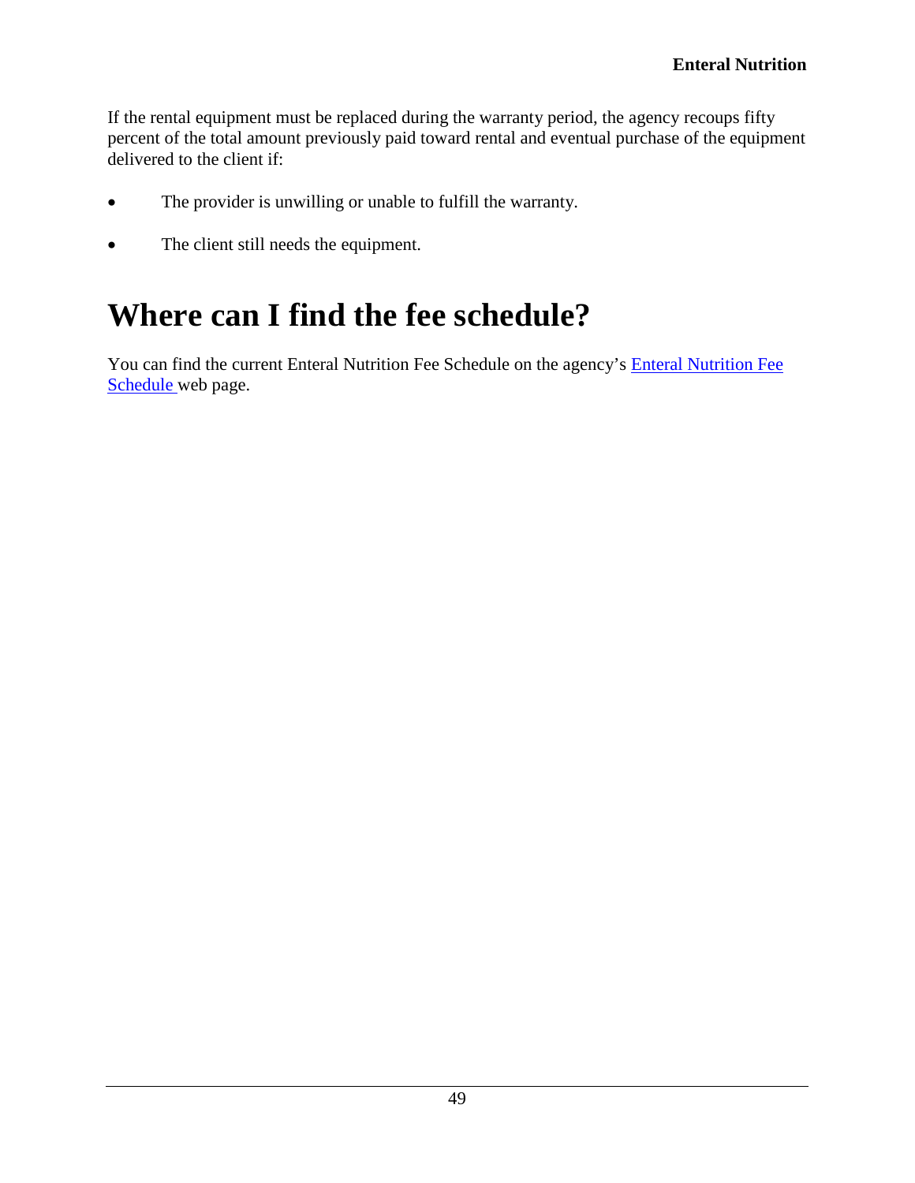If the rental equipment must be replaced during the warranty period, the agency recoups fifty percent of the total amount previously paid toward rental and eventual purchase of the equipment delivered to the client if:

- The provider is unwilling or unable to fulfill the warranty.
- The client still needs the equipment.

# Where can I find the fee schedule?

You can find the current Enteral Nutrition Fee Schedule on the agency's Enteral Nutrition Fee Schedule web page.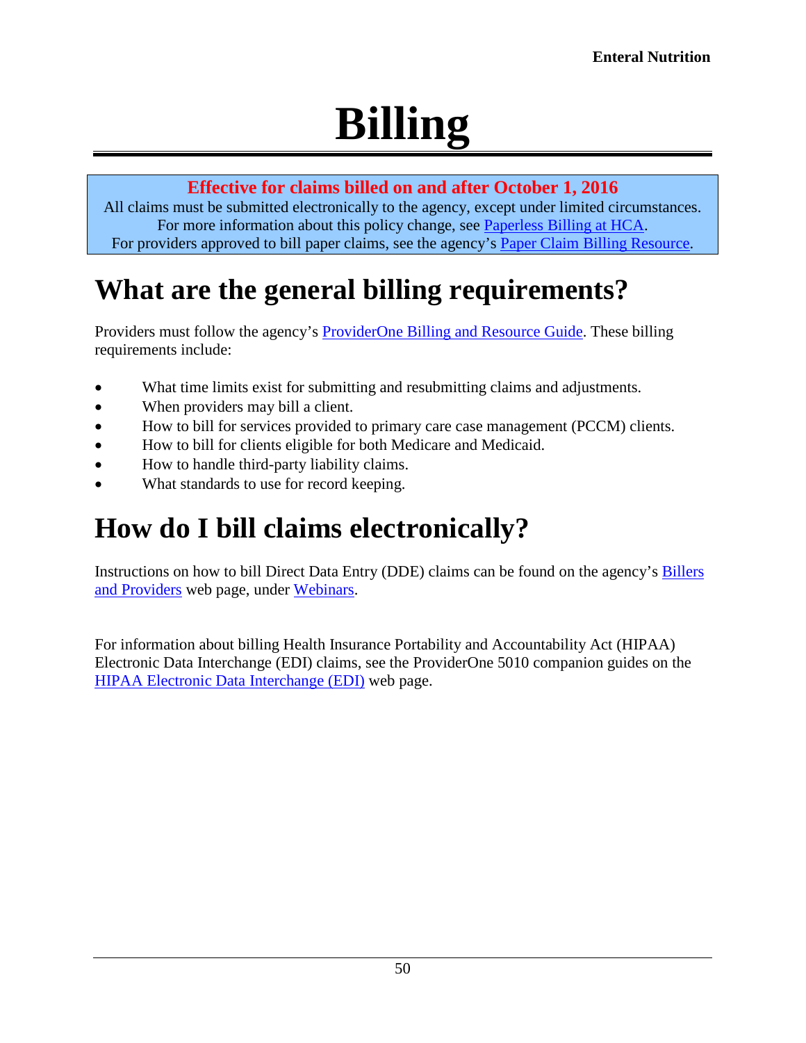# Billing

**Effective for claims billed on and after October 1, 2016**

All claims must be submitted electronically to the agency, except under limited circumstances.
For more information about this policy change, see Paperless Billing at HCA.
For providers approved to bill paper claims, see the agency's Paper Claim Billing Resource.

## What are the general billing requirements?

Providers must follow the agency's ProviderOne Billing and Resource Guide. These billing requirements include:

- What time limits exist for submitting and resubmitting claims and adjustments.
- When providers may bill a client.
- How to bill for services provided to primary care case management (PCCM) clients.
- How to bill for clients eligible for both Medicare and Medicaid.
- How to handle third-party liability claims.
- What standards to use for record keeping.

## How do I bill claims electronically?

Instructions on how to bill Direct Data Entry (DDE) claims can be found on the agency's Billers and Providers web page, under Webinars.

For information about billing Health Insurance Portability and Accountability Act (HIPAA) Electronic Data Interchange (EDI) claims, see the ProviderOne 5010 companion guides on the HIPAA Electronic Data Interchange (EDI) web page.